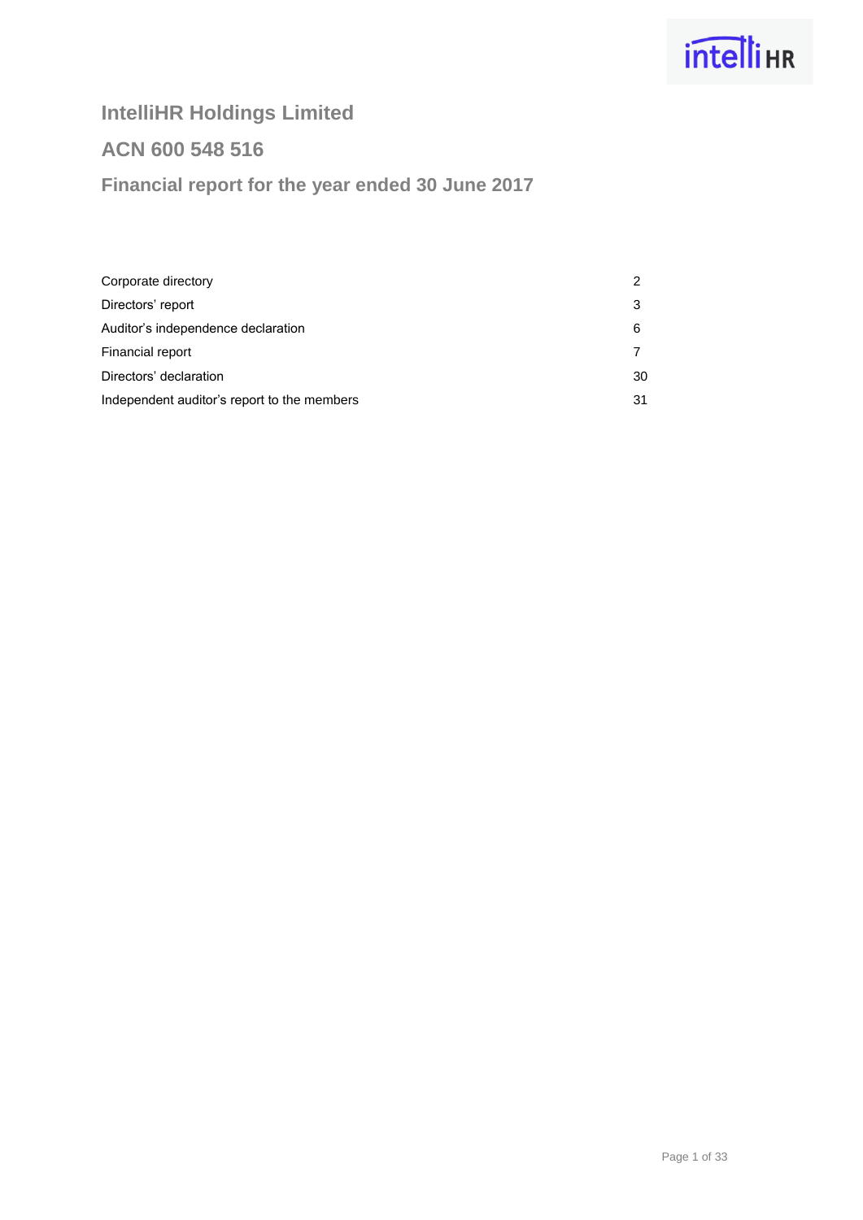# IntelliHR Holdings Limited

## ACN 600 548 516

## Financial report for the year ended 30 June 2017

| | |
|---|---|
| Corporate directory | 2 |
| Directors' report | 3 |
| Auditor's independence declaration | 6 |
| Financial report | 7 |
| Directors' declaration | 30 |
| Independent auditor's report to the members | 31 |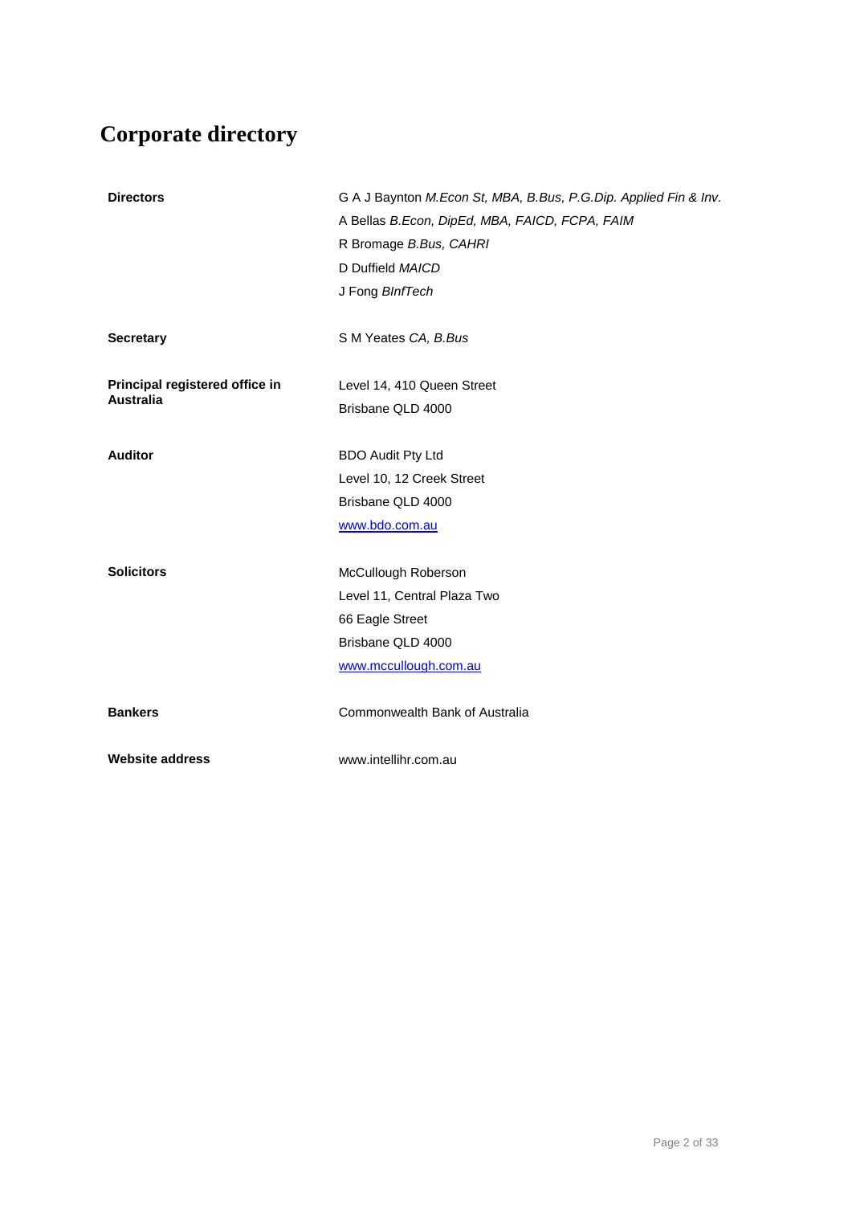# Corporate directory

| | |
|---|---|
| **Directors** | G A J Baynton *M.Econ St, MBA, B.Bus, P.G.Dip. Applied Fin & Inv.*<br>A Bellas *B.Econ, DipEd, MBA, FAICD, FCPA, FAIM*<br>R Bromage *B.Bus, CAHRI*<br>D Duffield *MAICD*<br>J Fong *BInfTech* |
| **Secretary** | S M Yeates *CA, B.Bus* |
| **Principal registered office in Australia** | Level 14, 410 Queen Street<br>Brisbane QLD 4000 |
| **Auditor** | BDO Audit Pty Ltd<br>Level 10, 12 Creek Street<br>Brisbane QLD 4000<br>www.bdo.com.au |
| **Solicitors** | McCullough Roberson<br>Level 11, Central Plaza Two<br>66 Eagle Street<br>Brisbane QLD 4000<br>www.mccullough.com.au |
| **Bankers** | Commonwealth Bank of Australia |
| **Website address** | www.intellihr.com.au |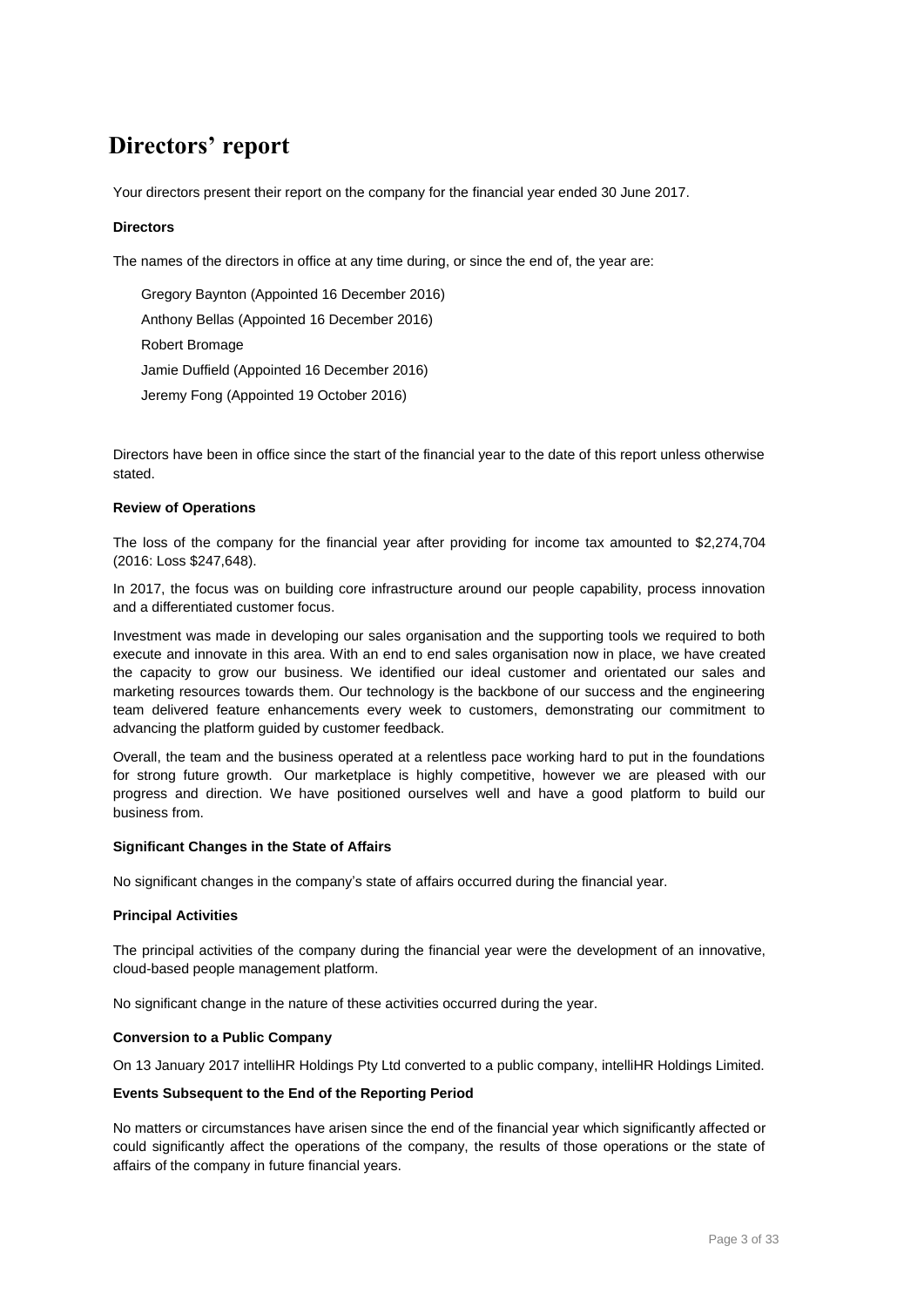# Directors' report

Your directors present their report on the company for the financial year ended 30 June 2017.

**Directors**

The names of the directors in office at any time during, or since the end of, the year are:

Gregory Baynton (Appointed 16 December 2016)

Anthony Bellas (Appointed 16 December 2016)

Robert Bromage

Jamie Duffield (Appointed 16 December 2016)

Jeremy Fong (Appointed 19 October 2016)

Directors have been in office since the start of the financial year to the date of this report unless otherwise stated.

**Review of Operations**

The loss of the company for the financial year after providing for income tax amounted to $2,274,704 (2016: Loss $247,648).

In 2017, the focus was on building core infrastructure around our people capability, process innovation and a differentiated customer focus.

Investment was made in developing our sales organisation and the supporting tools we required to both execute and innovate in this area. With an end to end sales organisation now in place, we have created the capacity to grow our business. We identified our ideal customer and orientated our sales and marketing resources towards them. Our technology is the backbone of our success and the engineering team delivered feature enhancements every week to customers, demonstrating our commitment to advancing the platform guided by customer feedback.

Overall, the team and the business operated at a relentless pace working hard to put in the foundations for strong future growth. Our marketplace is highly competitive, however we are pleased with our progress and direction. We have positioned ourselves well and have a good platform to build our business from.

**Significant Changes in the State of Affairs**

No significant changes in the company's state of affairs occurred during the financial year.

**Principal Activities**

The principal activities of the company during the financial year were the development of an innovative, cloud-based people management platform.

No significant change in the nature of these activities occurred during the year.

**Conversion to a Public Company**

On 13 January 2017 intelliHR Holdings Pty Ltd converted to a public company, intelliHR Holdings Limited.

**Events Subsequent to the End of the Reporting Period**

No matters or circumstances have arisen since the end of the financial year which significantly affected or could significantly affect the operations of the company, the results of those operations or the state of affairs of the company in future financial years.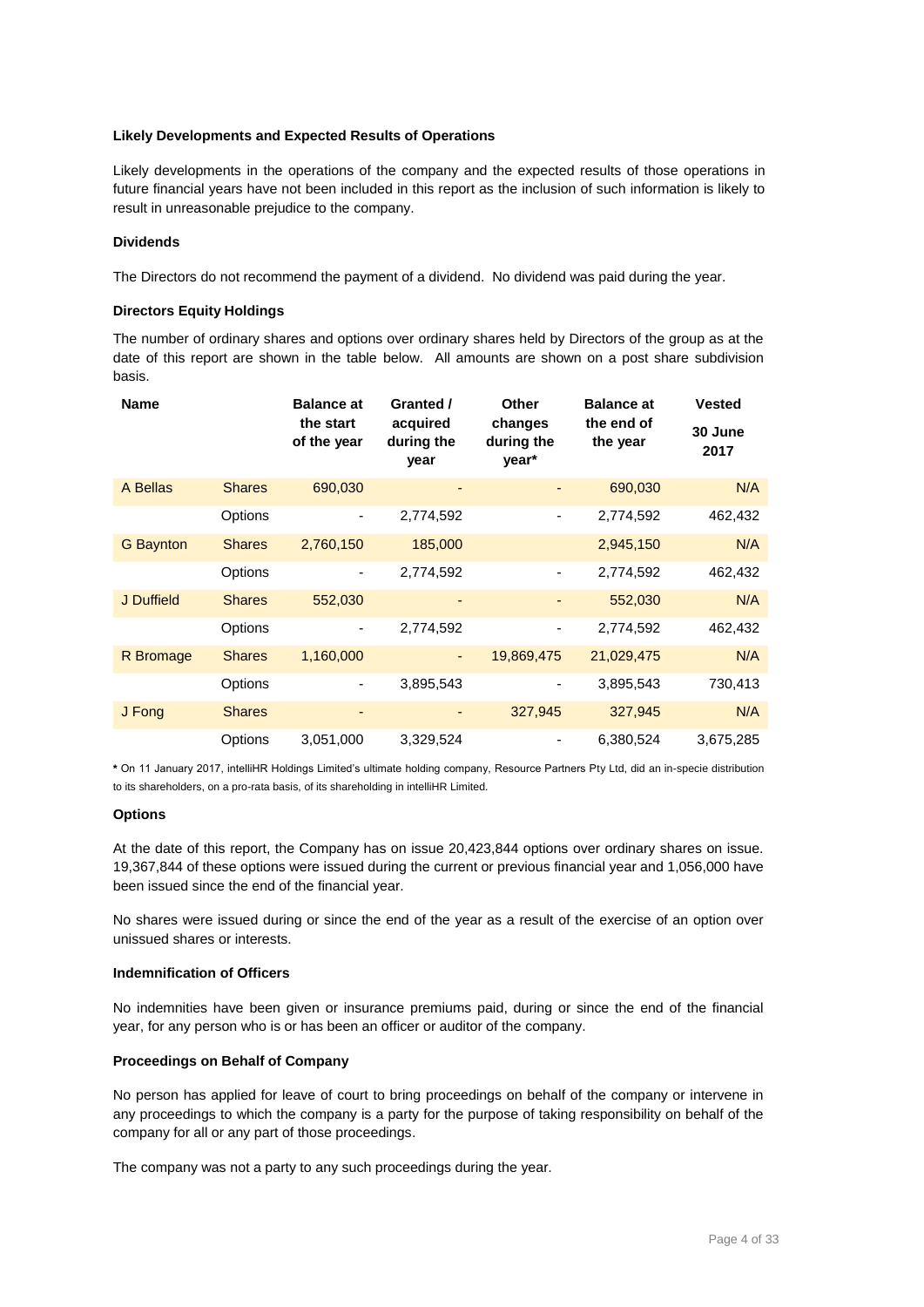**Likely Developments and Expected Results of Operations**

Likely developments in the operations of the company and the expected results of those operations in future financial years have not been included in this report as the inclusion of such information is likely to result in unreasonable prejudice to the company.

**Dividends**

The Directors do not recommend the payment of a dividend. No dividend was paid during the year.

**Directors Equity Holdings**

The number of ordinary shares and options over ordinary shares held by Directors of the group as at the date of this report are shown in the table below. All amounts are shown on a post share subdivision basis.

| Name | | Balance at the start of the year | Granted / acquired during the year | Other changes during the year* | Balance at the end of the year | Vested 30 June 2017 |
|---|---|---|---|---|---|---|
| A Bellas | Shares | 690,030 | - | - | 690,030 | N/A |
| | Options | - | 2,774,592 | - | 2,774,592 | 462,432 |
| G Baynton | Shares | 2,760,150 | 185,000 | | 2,945,150 | N/A |
| | Options | - | 2,774,592 | - | 2,774,592 | 462,432 |
| J Duffield | Shares | 552,030 | - | - | 552,030 | N/A |
| | Options | - | 2,774,592 | - | 2,774,592 | 462,432 |
| R Bromage | Shares | 1,160,000 | - | 19,869,475 | 21,029,475 | N/A |
| | Options | - | 3,895,543 | - | 3,895,543 | 730,413 |
| J Fong | Shares | - | - | 327,945 | 327,945 | N/A |
| | Options | 3,051,000 | 3,329,524 | - | 6,380,524 | 3,675,285 |

**\*** On 11 January 2017, intelliHR Holdings Limited's ultimate holding company, Resource Partners Pty Ltd, did an in-specie distribution to its shareholders, on a pro-rata basis, of its shareholding in intelliHR Limited.

**Options**

At the date of this report, the Company has on issue 20,423,844 options over ordinary shares on issue. 19,367,844 of these options were issued during the current or previous financial year and 1,056,000 have been issued since the end of the financial year.

No shares were issued during or since the end of the year as a result of the exercise of an option over unissued shares or interests.

**Indemnification of Officers**

No indemnities have been given or insurance premiums paid, during or since the end of the financial year, for any person who is or has been an officer or auditor of the company.

**Proceedings on Behalf of Company**

No person has applied for leave of court to bring proceedings on behalf of the company or intervene in any proceedings to which the company is a party for the purpose of taking responsibility on behalf of the company for all or any part of those proceedings.

The company was not a party to any such proceedings during the year.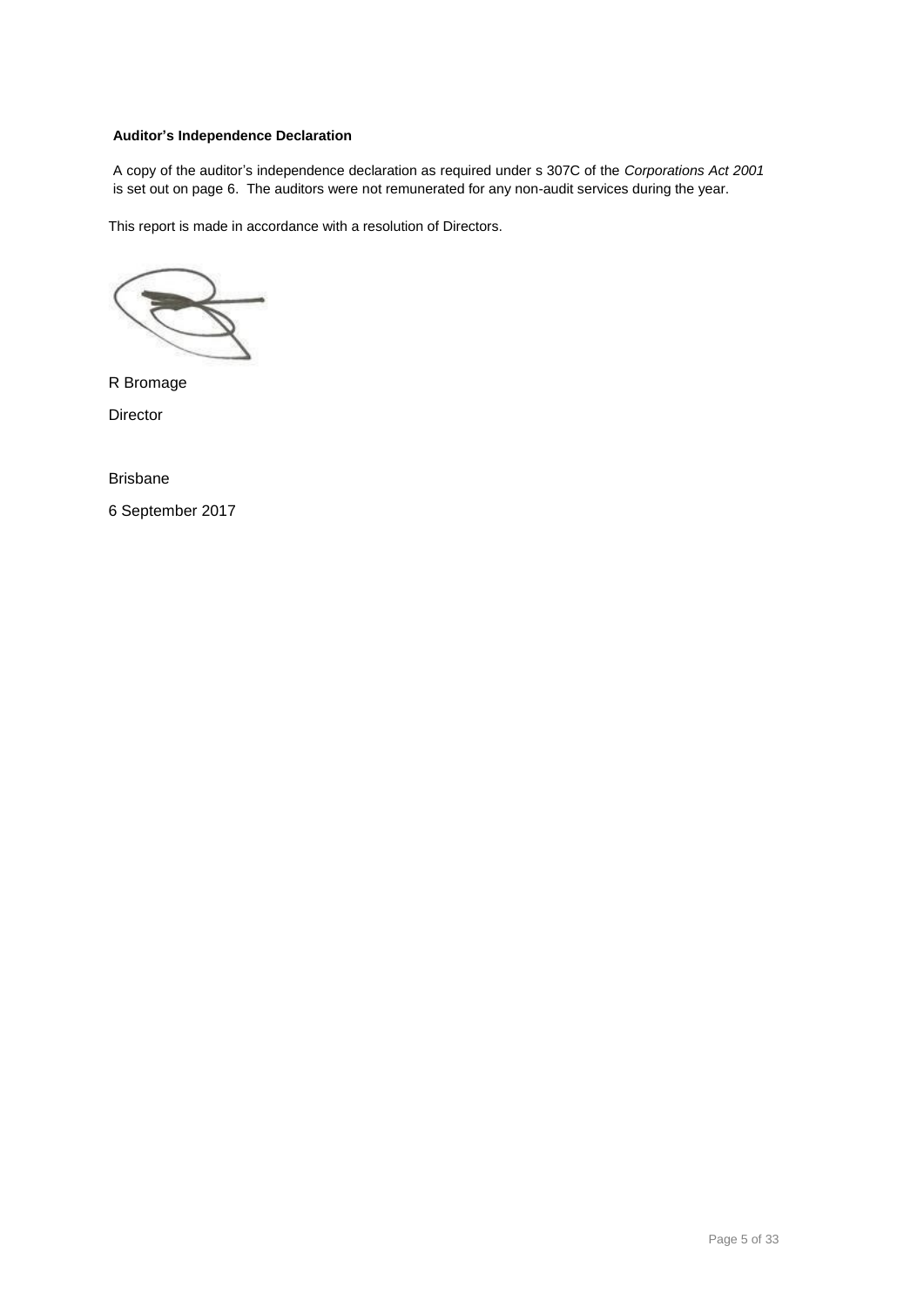**Auditor's Independence Declaration**

A copy of the auditor's independence declaration as required under s 307C of the *Corporations Act 2001* is set out on page 6. The auditors were not remunerated for any non-audit services during the year.

This report is made in accordance with a resolution of Directors.

R Bromage

Director

Brisbane

6 September 2017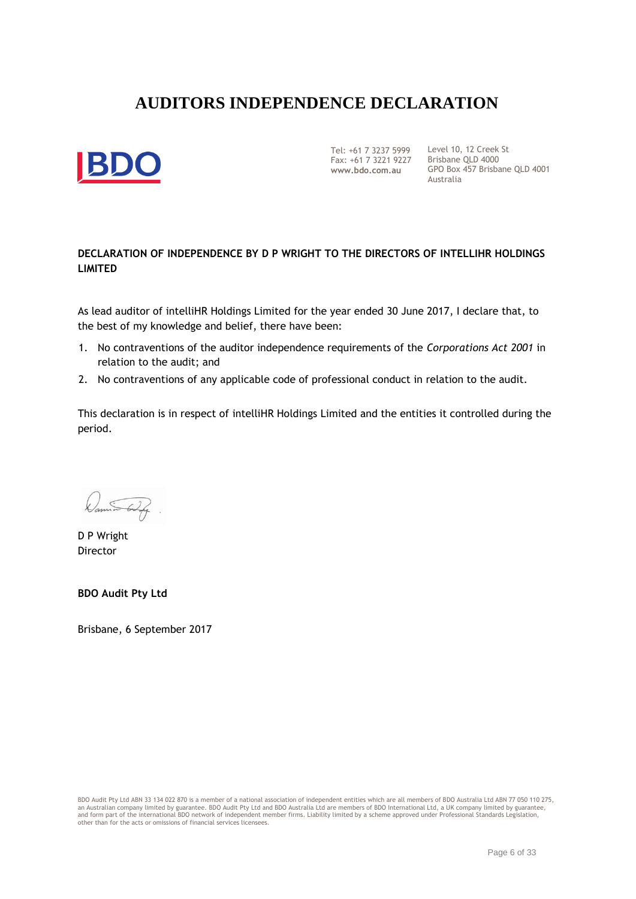# AUDITORS INDEPENDENCE DECLARATION

Tel: +61 7 3237 5999
Fax: +61 7 3221 9227
**www.bdo.com.au**

Level 10, 12 Creek St
Brisbane QLD 4000
GPO Box 457 Brisbane QLD 4001
Australia

**DECLARATION OF INDEPENDENCE BY D P WRIGHT TO THE DIRECTORS OF INTELLIHR HOLDINGS LIMITED**

As lead auditor of intelliHR Holdings Limited for the year ended 30 June 2017, I declare that, to the best of my knowledge and belief, there have been:

1. No contraventions of the auditor independence requirements of the *Corporations Act 2001* in relation to the audit; and
2. No contraventions of any applicable code of professional conduct in relation to the audit.

This declaration is in respect of intelliHR Holdings Limited and the entities it controlled during the period.

D P Wright
Director

**BDO Audit Pty Ltd**

Brisbane, 6 September 2017

BDO Audit Pty Ltd ABN 33 134 022 870 is a member of a national association of independent entities which are all members of BDO Australia Ltd ABN 77 050 110 275, an Australian company limited by guarantee. BDO Audit Pty Ltd and BDO Australia Ltd are members of BDO International Ltd, a UK company limited by guarantee, and form part of the international BDO network of independent member firms. Liability limited by a scheme approved under Professional Standards Legislation, other than for the acts or omissions of financial services licensees.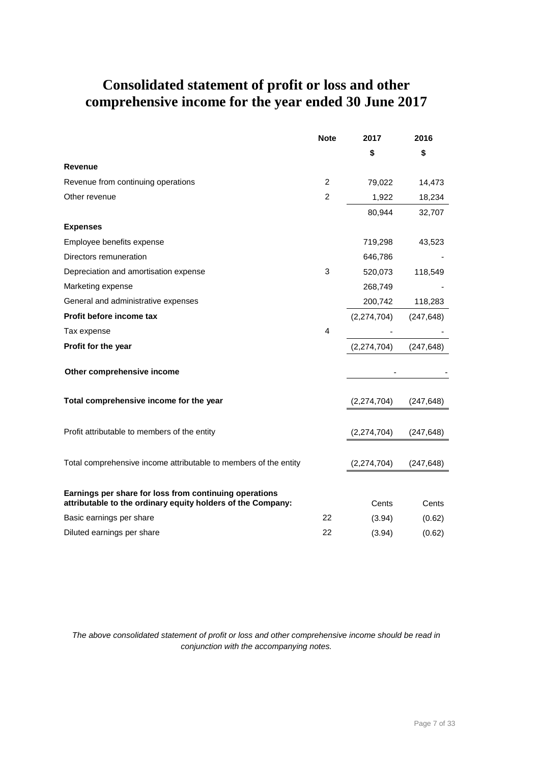# Consolidated statement of profit or loss and other comprehensive income for the year ended 30 June 2017

| | Note | 2017 | 2016 |
|---|---|---|---|
| | | $ | $ |
| **Revenue** | | | |
| Revenue from continuing operations | 2 | 79,022 | 14,473 |
| Other revenue | 2 | 1,922 | 18,234 |
| | | 80,944 | 32,707 |
| **Expenses** | | | |
| Employee benefits expense | | 719,298 | 43,523 |
| Directors remuneration | | 646,786 | - |
| Depreciation and amortisation expense | 3 | 520,073 | 118,549 |
| Marketing expense | | 268,749 | - |
| General and administrative expenses | | 200,742 | 118,283 |
| **Profit before income tax** | | (2,274,704) | (247,648) |
| Tax expense | 4 | - | - |
| **Profit for the year** | | (2,274,704) | (247,648) |
| **Other comprehensive income** | | - | - |
| **Total comprehensive income for the year** | | (2,274,704) | (247,648) |
| Profit attributable to members of the entity | | (2,274,704) | (247,648) |
| Total comprehensive income attributable to members of the entity | | (2,274,704) | (247,648) |
| **Earnings per share for loss from continuing operations attributable to the ordinary equity holders of the Company:** | | Cents | Cents |
| Basic earnings per share | 22 | (3.94) | (0.62) |
| Diluted earnings per share | 22 | (3.94) | (0.62) |

*The above consolidated statement of profit or loss and other comprehensive income should be read in conjunction with the accompanying notes.*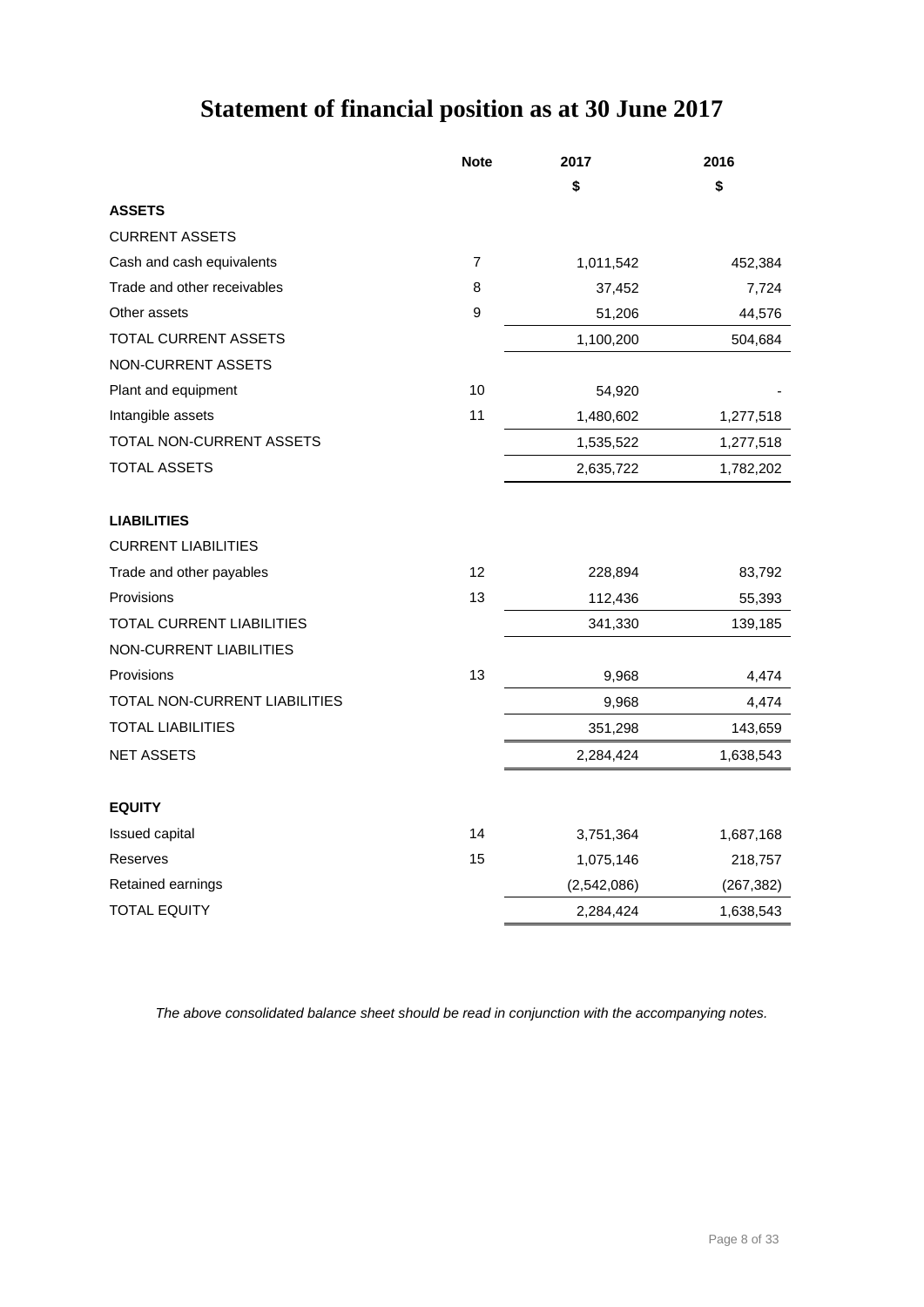# Statement of financial position as at 30 June 2017

| | Note | 2017 | 2016 |
|---|---|---|---|
| | | $ | $ |
| **ASSETS** | | | |
| CURRENT ASSETS | | | |
| Cash and cash equivalents | 7 | 1,011,542 | 452,384 |
| Trade and other receivables | 8 | 37,452 | 7,724 |
| Other assets | 9 | 51,206 | 44,576 |
| TOTAL CURRENT ASSETS | | 1,100,200 | 504,684 |
| NON-CURRENT ASSETS | | | |
| Plant and equipment | 10 | 54,920 | - |
| Intangible assets | 11 | 1,480,602 | 1,277,518 |
| TOTAL NON-CURRENT ASSETS | | 1,535,522 | 1,277,518 |
| TOTAL ASSETS | | 2,635,722 | 1,782,202 |
| | | | |
| **LIABILITIES** | | | |
| CURRENT LIABILITIES | | | |
| Trade and other payables | 12 | 228,894 | 83,792 |
| Provisions | 13 | 112,436 | 55,393 |
| TOTAL CURRENT LIABILITIES | | 341,330 | 139,185 |
| NON-CURRENT LIABILITIES | | | |
| Provisions | 13 | 9,968 | 4,474 |
| TOTAL NON-CURRENT LIABILITIES | | 9,968 | 4,474 |
| TOTAL LIABILITIES | | 351,298 | 143,659 |
| NET ASSETS | | 2,284,424 | 1,638,543 |
| | | | |
| **EQUITY** | | | |
| Issued capital | 14 | 3,751,364 | 1,687,168 |
| Reserves | 15 | 1,075,146 | 218,757 |
| Retained earnings | | (2,542,086) | (267,382) |
| TOTAL EQUITY | | 2,284,424 | 1,638,543 |

*The above consolidated balance sheet should be read in conjunction with the accompanying notes.*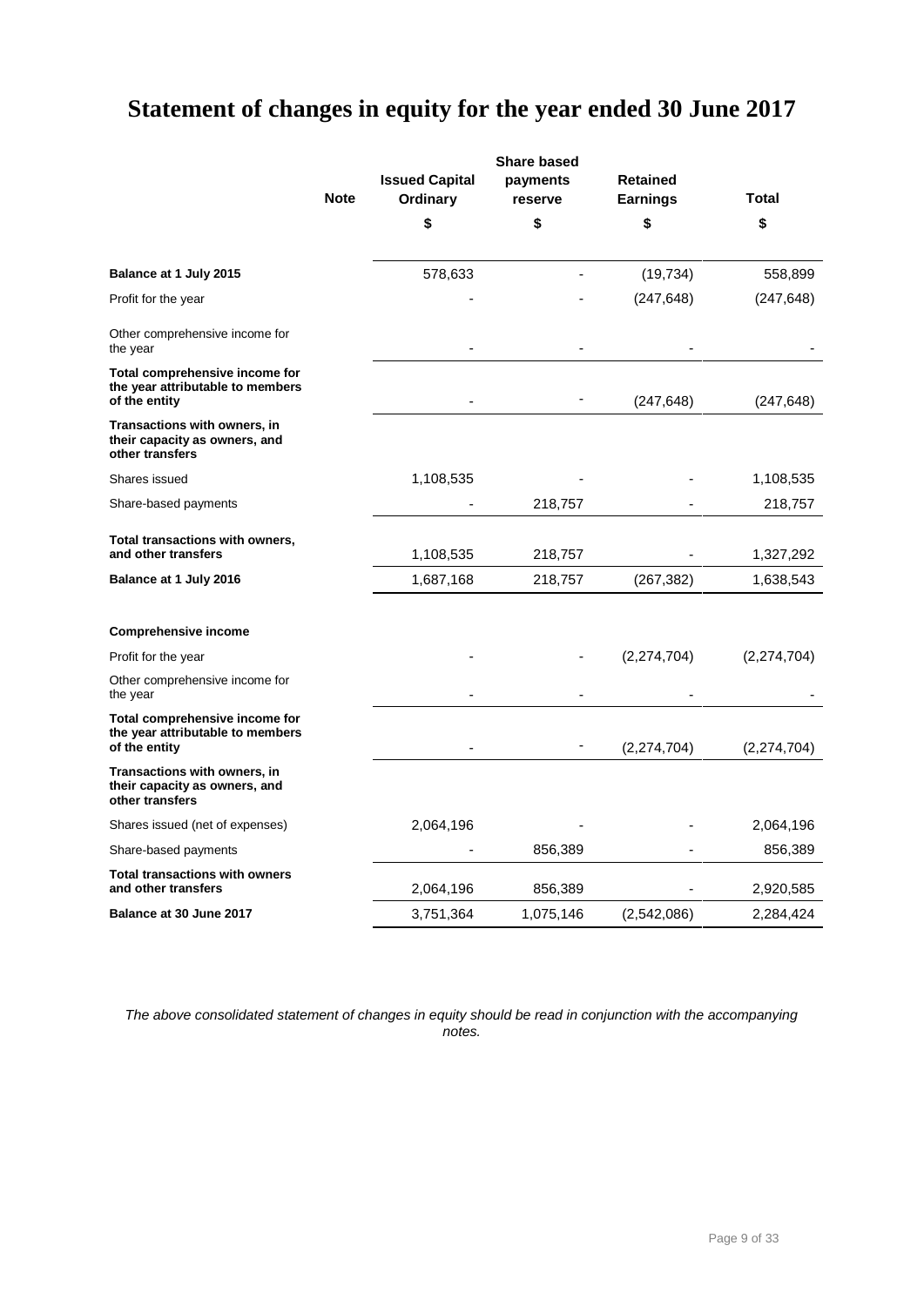# Statement of changes in equity for the year ended 30 June 2017

| | Note | Issued Capital Ordinary | Share based payments reserve | Retained Earnings | Total |
|---|---|---|---|---|---|
| | | $ | $ | $ | $ |
| **Balance at 1 July 2015** | | 578,633 | - | (19,734) | 558,899 |
| Profit for the year | | - | - | (247,648) | (247,648) |
| Other comprehensive income for the year | | - | - | - | - |
| **Total comprehensive income for the year attributable to members of the entity** | | - | - | (247,648) | (247,648) |
| **Transactions with owners, in their capacity as owners, and other transfers** | | | | | |
| Shares issued | | 1,108,535 | - | - | 1,108,535 |
| Share-based payments | | - | 218,757 | - | 218,757 |
| **Total transactions with owners, and other transfers** | | 1,108,535 | 218,757 | - | 1,327,292 |
| **Balance at 1 July 2016** | | 1,687,168 | 218,757 | (267,382) | 1,638,543 |
| **Comprehensive income** | | | | | |
| Profit for the year | | - | - | (2,274,704) | (2,274,704) |
| Other comprehensive income for the year | | - | - | - | - |
| **Total comprehensive income for the year attributable to members of the entity** | | - | - | (2,274,704) | (2,274,704) |
| **Transactions with owners, in their capacity as owners, and other transfers** | | | | | |
| Shares issued (net of expenses) | | 2,064,196 | - | - | 2,064,196 |
| Share-based payments | | - | 856,389 | - | 856,389 |
| **Total transactions with owners and other transfers** | | 2,064,196 | 856,389 | - | 2,920,585 |
| **Balance at 30 June 2017** | | 3,751,364 | 1,075,146 | (2,542,086) | 2,284,424 |

*The above consolidated statement of changes in equity should be read in conjunction with the accompanying notes.*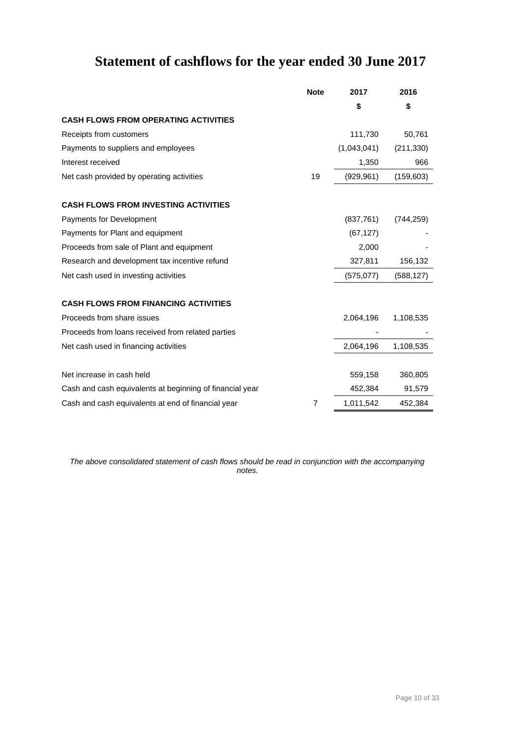# Statement of cashflows for the year ended 30 June 2017

| | Note | 2017 | 2016 |
|---|---|---|---|
| | | $ | $ |
| **CASH FLOWS FROM OPERATING ACTIVITIES** | | | |
| Receipts from customers | | 111,730 | 50,761 |
| Payments to suppliers and employees | | (1,043,041) | (211,330) |
| Interest received | | 1,350 | 966 |
| Net cash provided by operating activities | 19 | (929,961) | (159,603) |
| | | | |
| **CASH FLOWS FROM INVESTING ACTIVITIES** | | | |
| Payments for Development | | (837,761) | (744,259) |
| Payments for Plant and equipment | | (67,127) | - |
| Proceeds from sale of Plant and equipment | | 2,000 | - |
| Research and development tax incentive refund | | 327,811 | 156,132 |
| Net cash used in investing activities | | (575,077) | (588,127) |
| | | | |
| **CASH FLOWS FROM FINANCING ACTIVITIES** | | | |
| Proceeds from share issues | | 2,064,196 | 1,108,535 |
| Proceeds from loans received from related parties | | - | - |
| Net cash used in financing activities | | 2,064,196 | 1,108,535 |
| | | | |
| Net increase in cash held | | 559,158 | 360,805 |
| Cash and cash equivalents at beginning of financial year | | 452,384 | 91,579 |
| Cash and cash equivalents at end of financial year | 7 | 1,011,542 | 452,384 |

*The above consolidated statement of cash flows should be read in conjunction with the accompanying notes.*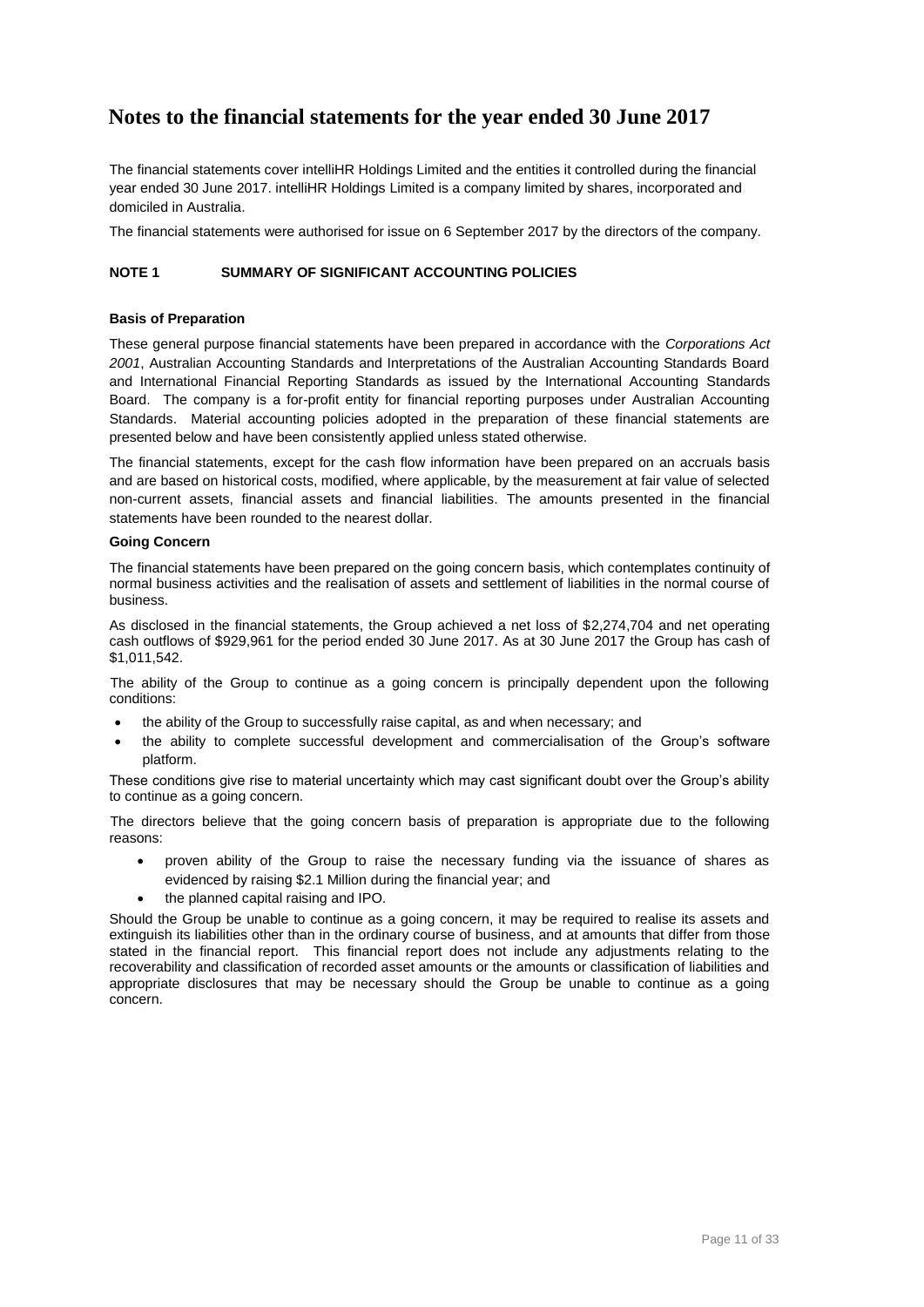# Notes to the financial statements for the year ended 30 June 2017

The financial statements cover intelliHR Holdings Limited and the entities it controlled during the financial year ended 30 June 2017. intelliHR Holdings Limited is a company limited by shares, incorporated and domiciled in Australia.

The financial statements were authorised for issue on 6 September 2017 by the directors of the company.

## NOTE 1 SUMMARY OF SIGNIFICANT ACCOUNTING POLICIES

### Basis of Preparation

These general purpose financial statements have been prepared in accordance with the *Corporations Act 2001*, Australian Accounting Standards and Interpretations of the Australian Accounting Standards Board and International Financial Reporting Standards as issued by the International Accounting Standards Board. The company is a for-profit entity for financial reporting purposes under Australian Accounting Standards. Material accounting policies adopted in the preparation of these financial statements are presented below and have been consistently applied unless stated otherwise.

The financial statements, except for the cash flow information have been prepared on an accruals basis and are based on historical costs, modified, where applicable, by the measurement at fair value of selected non-current assets, financial assets and financial liabilities. The amounts presented in the financial statements have been rounded to the nearest dollar.

### Going Concern

The financial statements have been prepared on the going concern basis, which contemplates continuity of normal business activities and the realisation of assets and settlement of liabilities in the normal course of business.

As disclosed in the financial statements, the Group achieved a net loss of $2,274,704 and net operating cash outflows of $929,961 for the period ended 30 June 2017. As at 30 June 2017 the Group has cash of $1,011,542.

The ability of the Group to continue as a going concern is principally dependent upon the following conditions:

- the ability of the Group to successfully raise capital, as and when necessary; and
- the ability to complete successful development and commercialisation of the Group's software platform.

These conditions give rise to material uncertainty which may cast significant doubt over the Group's ability to continue as a going concern.

The directors believe that the going concern basis of preparation is appropriate due to the following reasons:

- proven ability of the Group to raise the necessary funding via the issuance of shares as evidenced by raising $2.1 Million during the financial year; and
- the planned capital raising and IPO.

Should the Group be unable to continue as a going concern, it may be required to realise its assets and extinguish its liabilities other than in the ordinary course of business, and at amounts that differ from those stated in the financial report. This financial report does not include any adjustments relating to the recoverability and classification of recorded asset amounts or the amounts or classification of liabilities and appropriate disclosures that may be necessary should the Group be unable to continue as a going concern.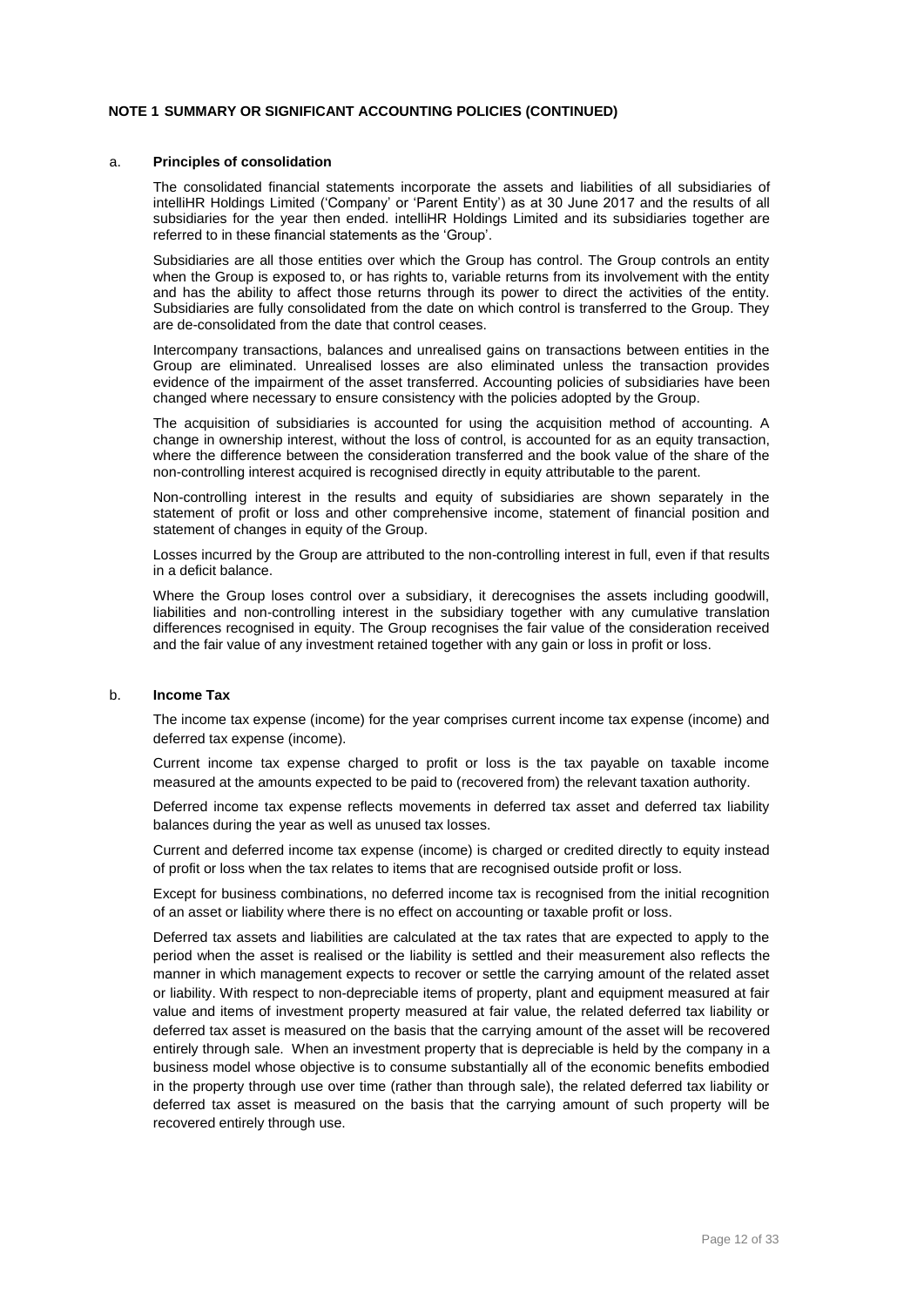**NOTE 1 SUMMARY OR SIGNIFICANT ACCOUNTING POLICIES (CONTINUED)**

a. **Principles of consolidation**

The consolidated financial statements incorporate the assets and liabilities of all subsidiaries of intelliHR Holdings Limited ('Company' or 'Parent Entity') as at 30 June 2017 and the results of all subsidiaries for the year then ended. intelliHR Holdings Limited and its subsidiaries together are referred to in these financial statements as the 'Group'.

Subsidiaries are all those entities over which the Group has control. The Group controls an entity when the Group is exposed to, or has rights to, variable returns from its involvement with the entity and has the ability to affect those returns through its power to direct the activities of the entity. Subsidiaries are fully consolidated from the date on which control is transferred to the Group. They are de-consolidated from the date that control ceases.

Intercompany transactions, balances and unrealised gains on transactions between entities in the Group are eliminated. Unrealised losses are also eliminated unless the transaction provides evidence of the impairment of the asset transferred. Accounting policies of subsidiaries have been changed where necessary to ensure consistency with the policies adopted by the Group.

The acquisition of subsidiaries is accounted for using the acquisition method of accounting. A change in ownership interest, without the loss of control, is accounted for as an equity transaction, where the difference between the consideration transferred and the book value of the share of the non-controlling interest acquired is recognised directly in equity attributable to the parent.

Non-controlling interest in the results and equity of subsidiaries are shown separately in the statement of profit or loss and other comprehensive income, statement of financial position and statement of changes in equity of the Group.

Losses incurred by the Group are attributed to the non-controlling interest in full, even if that results in a deficit balance.

Where the Group loses control over a subsidiary, it derecognises the assets including goodwill, liabilities and non-controlling interest in the subsidiary together with any cumulative translation differences recognised in equity. The Group recognises the fair value of the consideration received and the fair value of any investment retained together with any gain or loss in profit or loss.

b. **Income Tax**

The income tax expense (income) for the year comprises current income tax expense (income) and deferred tax expense (income).

Current income tax expense charged to profit or loss is the tax payable on taxable income measured at the amounts expected to be paid to (recovered from) the relevant taxation authority.

Deferred income tax expense reflects movements in deferred tax asset and deferred tax liability balances during the year as well as unused tax losses.

Current and deferred income tax expense (income) is charged or credited directly to equity instead of profit or loss when the tax relates to items that are recognised outside profit or loss.

Except for business combinations, no deferred income tax is recognised from the initial recognition of an asset or liability where there is no effect on accounting or taxable profit or loss.

Deferred tax assets and liabilities are calculated at the tax rates that are expected to apply to the period when the asset is realised or the liability is settled and their measurement also reflects the manner in which management expects to recover or settle the carrying amount of the related asset or liability. With respect to non-depreciable items of property, plant and equipment measured at fair value and items of investment property measured at fair value, the related deferred tax liability or deferred tax asset is measured on the basis that the carrying amount of the asset will be recovered entirely through sale. When an investment property that is depreciable is held by the company in a business model whose objective is to consume substantially all of the economic benefits embodied in the property through use over time (rather than through sale), the related deferred tax liability or deferred tax asset is measured on the basis that the carrying amount of such property will be recovered entirely through use.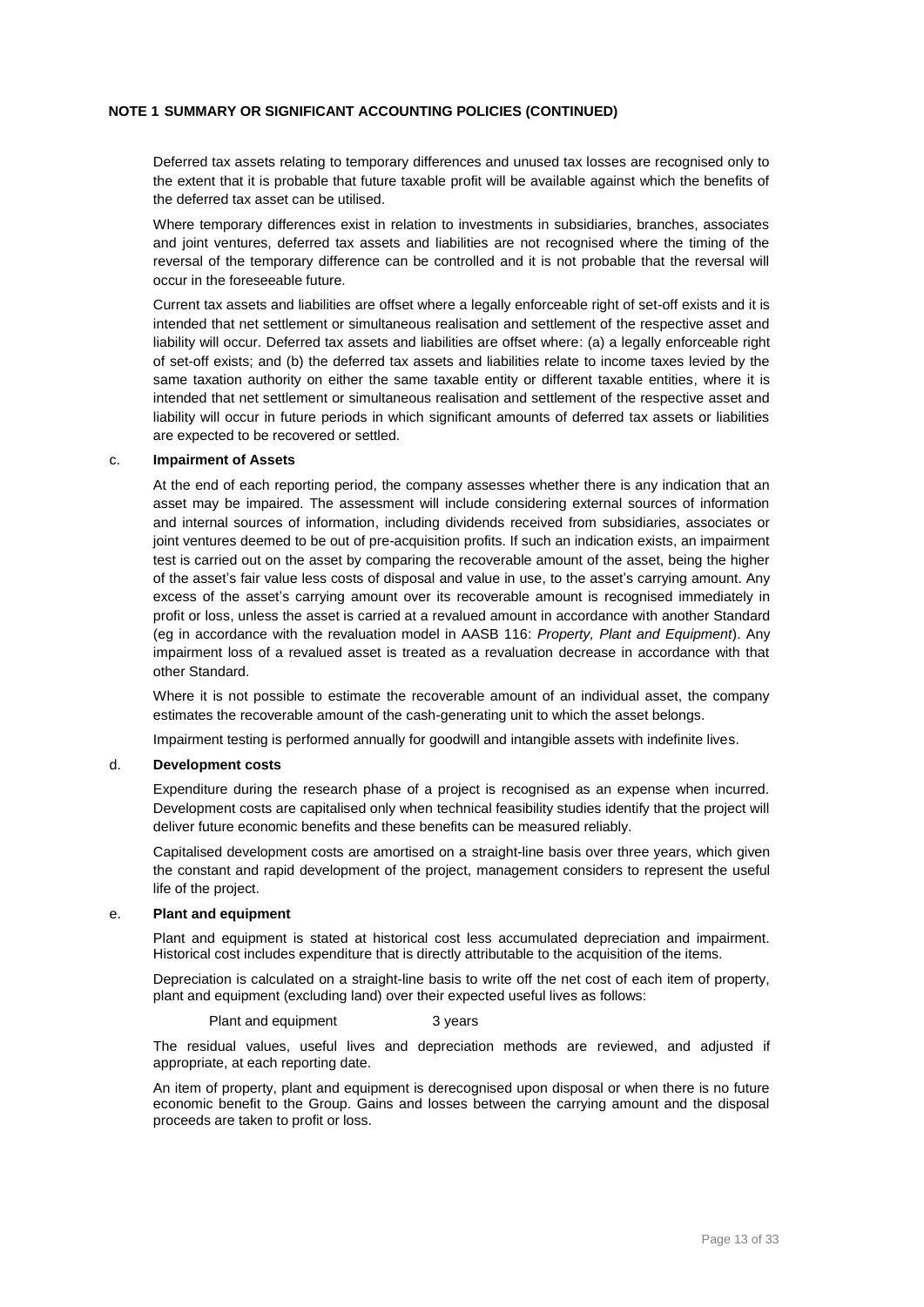**NOTE 1 SUMMARY OR SIGNIFICANT ACCOUNTING POLICIES (CONTINUED)**

Deferred tax assets relating to temporary differences and unused tax losses are recognised only to the extent that it is probable that future taxable profit will be available against which the benefits of the deferred tax asset can be utilised.

Where temporary differences exist in relation to investments in subsidiaries, branches, associates and joint ventures, deferred tax assets and liabilities are not recognised where the timing of the reversal of the temporary difference can be controlled and it is not probable that the reversal will occur in the foreseeable future.

Current tax assets and liabilities are offset where a legally enforceable right of set-off exists and it is intended that net settlement or simultaneous realisation and settlement of the respective asset and liability will occur. Deferred tax assets and liabilities are offset where: (a) a legally enforceable right of set-off exists; and (b) the deferred tax assets and liabilities relate to income taxes levied by the same taxation authority on either the same taxable entity or different taxable entities, where it is intended that net settlement or simultaneous realisation and settlement of the respective asset and liability will occur in future periods in which significant amounts of deferred tax assets or liabilities are expected to be recovered or settled.

c. **Impairment of Assets**

At the end of each reporting period, the company assesses whether there is any indication that an asset may be impaired. The assessment will include considering external sources of information and internal sources of information, including dividends received from subsidiaries, associates or joint ventures deemed to be out of pre-acquisition profits. If such an indication exists, an impairment test is carried out on the asset by comparing the recoverable amount of the asset, being the higher of the asset's fair value less costs of disposal and value in use, to the asset's carrying amount. Any excess of the asset's carrying amount over its recoverable amount is recognised immediately in profit or loss, unless the asset is carried at a revalued amount in accordance with another Standard (eg in accordance with the revaluation model in AASB 116: *Property, Plant and Equipment*). Any impairment loss of a revalued asset is treated as a revaluation decrease in accordance with that other Standard.

Where it is not possible to estimate the recoverable amount of an individual asset, the company estimates the recoverable amount of the cash-generating unit to which the asset belongs.

Impairment testing is performed annually for goodwill and intangible assets with indefinite lives.

d. **Development costs**

Expenditure during the research phase of a project is recognised as an expense when incurred. Development costs are capitalised only when technical feasibility studies identify that the project will deliver future economic benefits and these benefits can be measured reliably.

Capitalised development costs are amortised on a straight-line basis over three years, which given the constant and rapid development of the project, management considers to represent the useful life of the project.

e. **Plant and equipment**

Plant and equipment is stated at historical cost less accumulated depreciation and impairment. Historical cost includes expenditure that is directly attributable to the acquisition of the items.

Depreciation is calculated on a straight-line basis to write off the net cost of each item of property, plant and equipment (excluding land) over their expected useful lives as follows:

Plant and equipment 3 years

The residual values, useful lives and depreciation methods are reviewed, and adjusted if appropriate, at each reporting date.

An item of property, plant and equipment is derecognised upon disposal or when there is no future economic benefit to the Group. Gains and losses between the carrying amount and the disposal proceeds are taken to profit or loss.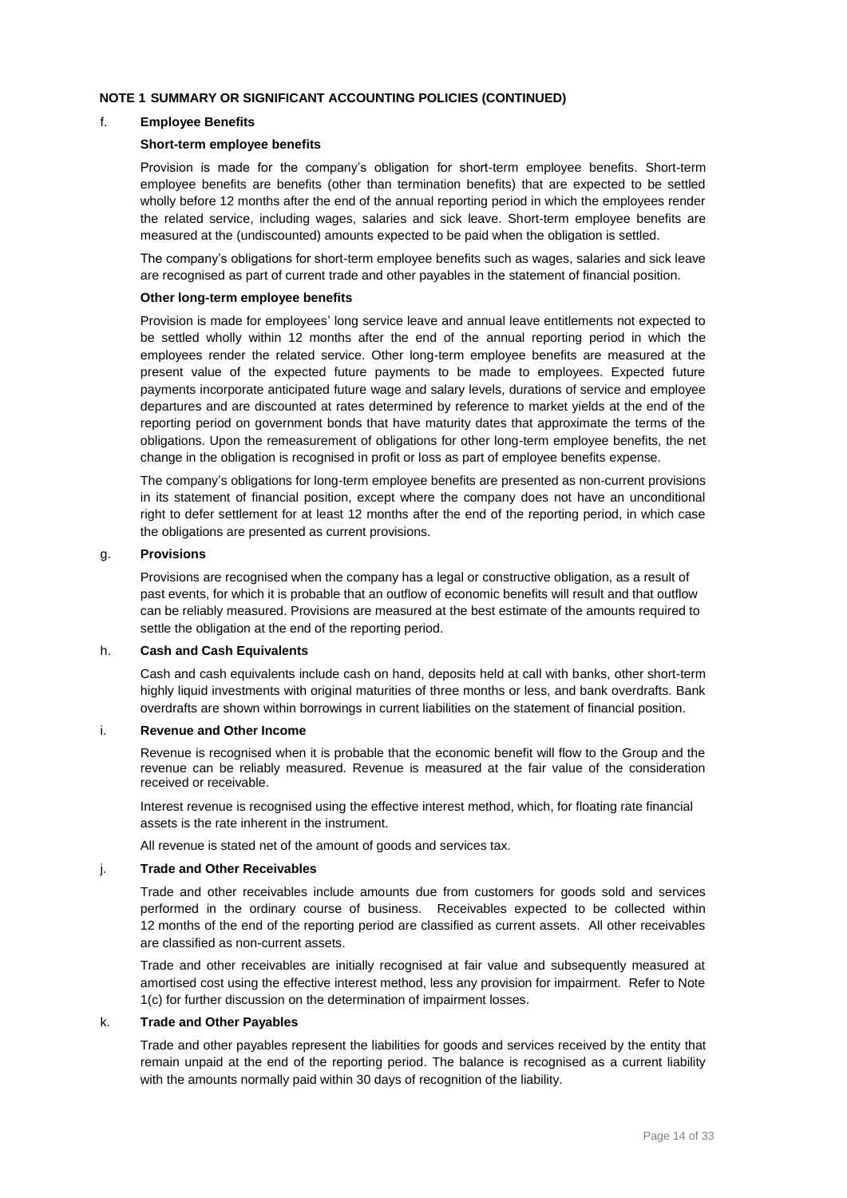**NOTE 1 SUMMARY OR SIGNIFICANT ACCOUNTING POLICIES (CONTINUED)**

f. **Employee Benefits**

**Short-term employee benefits**

Provision is made for the company's obligation for short-term employee benefits. Short-term employee benefits are benefits (other than termination benefits) that are expected to be settled wholly before 12 months after the end of the annual reporting period in which the employees render the related service, including wages, salaries and sick leave. Short-term employee benefits are measured at the (undiscounted) amounts expected to be paid when the obligation is settled.

The company's obligations for short-term employee benefits such as wages, salaries and sick leave are recognised as part of current trade and other payables in the statement of financial position.

**Other long-term employee benefits**

Provision is made for employees' long service leave and annual leave entitlements not expected to be settled wholly within 12 months after the end of the annual reporting period in which the employees render the related service. Other long-term employee benefits are measured at the present value of the expected future payments to be made to employees. Expected future payments incorporate anticipated future wage and salary levels, durations of service and employee departures and are discounted at rates determined by reference to market yields at the end of the reporting period on government bonds that have maturity dates that approximate the terms of the obligations. Upon the remeasurement of obligations for other long-term employee benefits, the net change in the obligation is recognised in profit or loss as part of employee benefits expense.

The company's obligations for long-term employee benefits are presented as non-current provisions in its statement of financial position, except where the company does not have an unconditional right to defer settlement for at least 12 months after the end of the reporting period, in which case the obligations are presented as current provisions.

g. **Provisions**

Provisions are recognised when the company has a legal or constructive obligation, as a result of past events, for which it is probable that an outflow of economic benefits will result and that outflow can be reliably measured. Provisions are measured at the best estimate of the amounts required to settle the obligation at the end of the reporting period.

h. **Cash and Cash Equivalents**

Cash and cash equivalents include cash on hand, deposits held at call with banks, other short-term highly liquid investments with original maturities of three months or less, and bank overdrafts. Bank overdrafts are shown within borrowings in current liabilities on the statement of financial position.

i. **Revenue and Other Income**

Revenue is recognised when it is probable that the economic benefit will flow to the Group and the revenue can be reliably measured. Revenue is measured at the fair value of the consideration received or receivable.

Interest revenue is recognised using the effective interest method, which, for floating rate financial assets is the rate inherent in the instrument.

All revenue is stated net of the amount of goods and services tax.

j. **Trade and Other Receivables**

Trade and other receivables include amounts due from customers for goods sold and services performed in the ordinary course of business. Receivables expected to be collected within 12 months of the end of the reporting period are classified as current assets. All other receivables are classified as non-current assets.

Trade and other receivables are initially recognised at fair value and subsequently measured at amortised cost using the effective interest method, less any provision for impairment. Refer to Note 1(c) for further discussion on the determination of impairment losses.

k. **Trade and Other Payables**

Trade and other payables represent the liabilities for goods and services received by the entity that remain unpaid at the end of the reporting period. The balance is recognised as a current liability with the amounts normally paid within 30 days of recognition of the liability.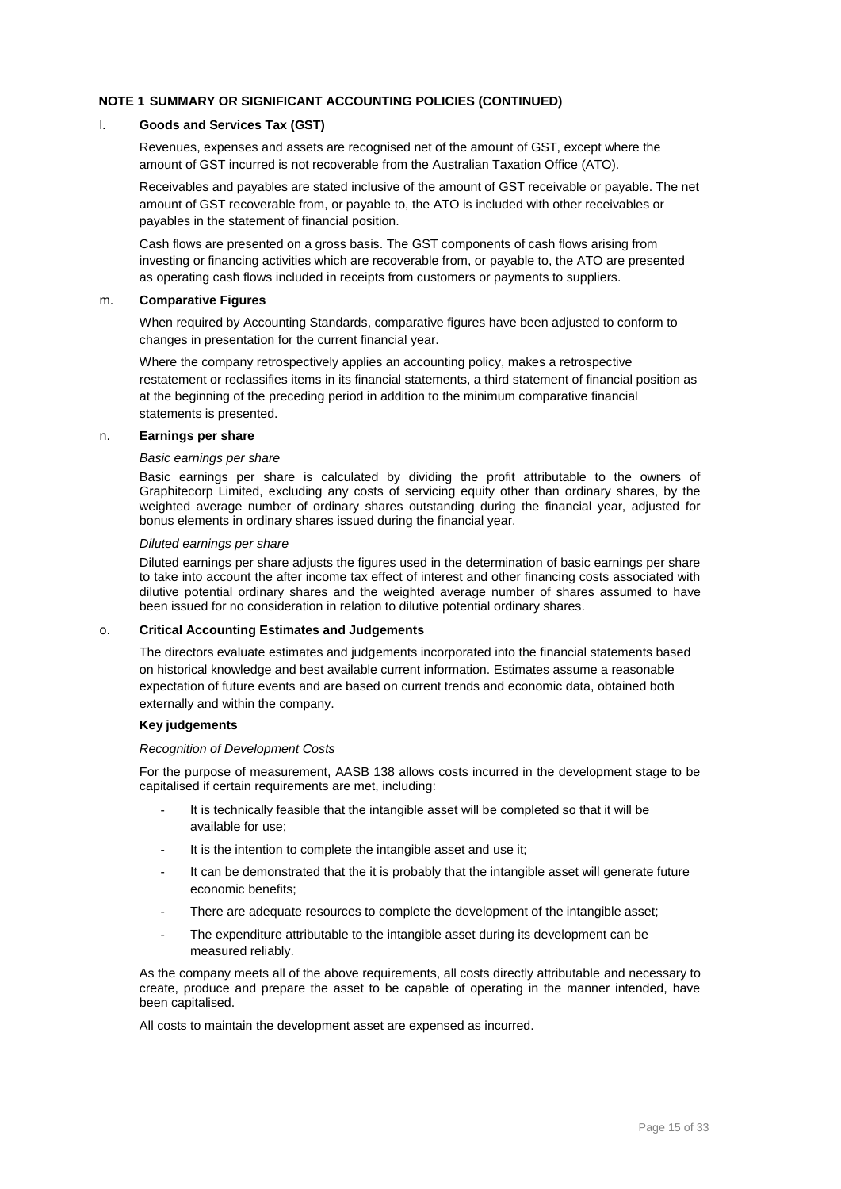**NOTE 1 SUMMARY OR SIGNIFICANT ACCOUNTING POLICIES (CONTINUED)**

l. **Goods and Services Tax (GST)**

Revenues, expenses and assets are recognised net of the amount of GST, except where the amount of GST incurred is not recoverable from the Australian Taxation Office (ATO).

Receivables and payables are stated inclusive of the amount of GST receivable or payable. The net amount of GST recoverable from, or payable to, the ATO is included with other receivables or payables in the statement of financial position.

Cash flows are presented on a gross basis. The GST components of cash flows arising from investing or financing activities which are recoverable from, or payable to, the ATO are presented as operating cash flows included in receipts from customers or payments to suppliers.

m. **Comparative Figures**

When required by Accounting Standards, comparative figures have been adjusted to conform to changes in presentation for the current financial year.

Where the company retrospectively applies an accounting policy, makes a retrospective restatement or reclassifies items in its financial statements, a third statement of financial position as at the beginning of the preceding period in addition to the minimum comparative financial statements is presented.

n. **Earnings per share**

*Basic earnings per share*

Basic earnings per share is calculated by dividing the profit attributable to the owners of Graphitecorp Limited, excluding any costs of servicing equity other than ordinary shares, by the weighted average number of ordinary shares outstanding during the financial year, adjusted for bonus elements in ordinary shares issued during the financial year.

*Diluted earnings per share*

Diluted earnings per share adjusts the figures used in the determination of basic earnings per share to take into account the after income tax effect of interest and other financing costs associated with dilutive potential ordinary shares and the weighted average number of shares assumed to have been issued for no consideration in relation to dilutive potential ordinary shares.

o. **Critical Accounting Estimates and Judgements**

The directors evaluate estimates and judgements incorporated into the financial statements based on historical knowledge and best available current information. Estimates assume a reasonable expectation of future events and are based on current trends and economic data, obtained both externally and within the company.

**Key judgements**

*Recognition of Development Costs*

For the purpose of measurement, AASB 138 allows costs incurred in the development stage to be capitalised if certain requirements are met, including:

- It is technically feasible that the intangible asset will be completed so that it will be available for use;
- It is the intention to complete the intangible asset and use it;
- It can be demonstrated that the it is probably that the intangible asset will generate future economic benefits;
- There are adequate resources to complete the development of the intangible asset;
- The expenditure attributable to the intangible asset during its development can be measured reliably.

As the company meets all of the above requirements, all costs directly attributable and necessary to create, produce and prepare the asset to be capable of operating in the manner intended, have been capitalised.

All costs to maintain the development asset are expensed as incurred.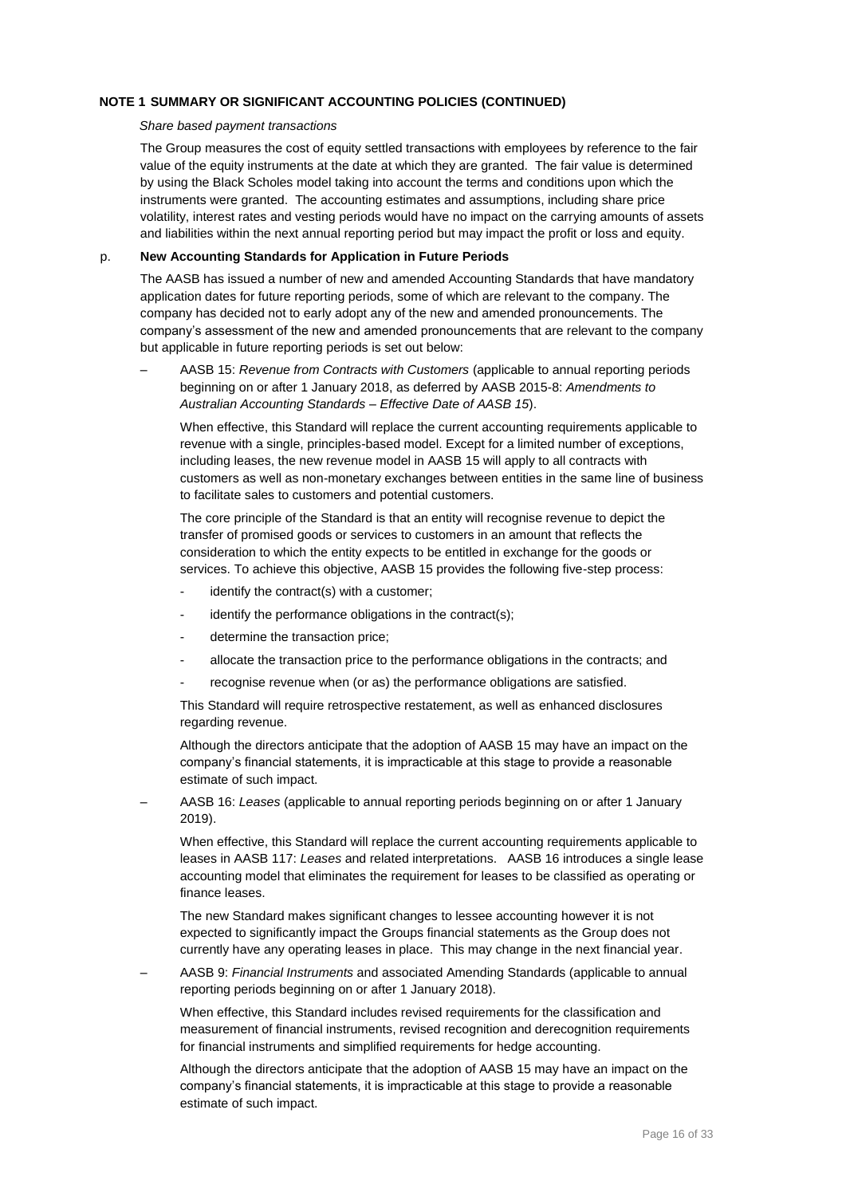**NOTE 1 SUMMARY OR SIGNIFICANT ACCOUNTING POLICIES (CONTINUED)**

*Share based payment transactions*

The Group measures the cost of equity settled transactions with employees by reference to the fair value of the equity instruments at the date at which they are granted. The fair value is determined by using the Black Scholes model taking into account the terms and conditions upon which the instruments were granted. The accounting estimates and assumptions, including share price volatility, interest rates and vesting periods would have no impact on the carrying amounts of assets and liabilities within the next annual reporting period but may impact the profit or loss and equity.

p. **New Accounting Standards for Application in Future Periods**

The AASB has issued a number of new and amended Accounting Standards that have mandatory application dates for future reporting periods, some of which are relevant to the company. The company has decided not to early adopt any of the new and amended pronouncements. The company's assessment of the new and amended pronouncements that are relevant to the company but applicable in future reporting periods is set out below:

– AASB 15: *Revenue from Contracts with Customers* (applicable to annual reporting periods beginning on or after 1 January 2018, as deferred by AASB 2015-8: *Amendments to Australian Accounting Standards – Effective Date of AASB 15*).

  When effective, this Standard will replace the current accounting requirements applicable to revenue with a single, principles-based model. Except for a limited number of exceptions, including leases, the new revenue model in AASB 15 will apply to all contracts with customers as well as non-monetary exchanges between entities in the same line of business to facilitate sales to customers and potential customers.

  The core principle of the Standard is that an entity will recognise revenue to depict the transfer of promised goods or services to customers in an amount that reflects the consideration to which the entity expects to be entitled in exchange for the goods or services. To achieve this objective, AASB 15 provides the following five-step process:

  - identify the contract(s) with a customer;
  - identify the performance obligations in the contract(s);
  - determine the transaction price;
  - allocate the transaction price to the performance obligations in the contracts; and
  - recognise revenue when (or as) the performance obligations are satisfied.

  This Standard will require retrospective restatement, as well as enhanced disclosures regarding revenue.

  Although the directors anticipate that the adoption of AASB 15 may have an impact on the company's financial statements, it is impracticable at this stage to provide a reasonable estimate of such impact.

– AASB 16: *Leases* (applicable to annual reporting periods beginning on or after 1 January 2019).

  When effective, this Standard will replace the current accounting requirements applicable to leases in AASB 117: *Leases* and related interpretations. AASB 16 introduces a single lease accounting model that eliminates the requirement for leases to be classified as operating or finance leases.

  The new Standard makes significant changes to lessee accounting however it is not expected to significantly impact the Groups financial statements as the Group does not currently have any operating leases in place. This may change in the next financial year.

– AASB 9: *Financial Instruments* and associated Amending Standards (applicable to annual reporting periods beginning on or after 1 January 2018).

  When effective, this Standard includes revised requirements for the classification and measurement of financial instruments, revised recognition and derecognition requirements for financial instruments and simplified requirements for hedge accounting.

  Although the directors anticipate that the adoption of AASB 15 may have an impact on the company's financial statements, it is impracticable at this stage to provide a reasonable estimate of such impact.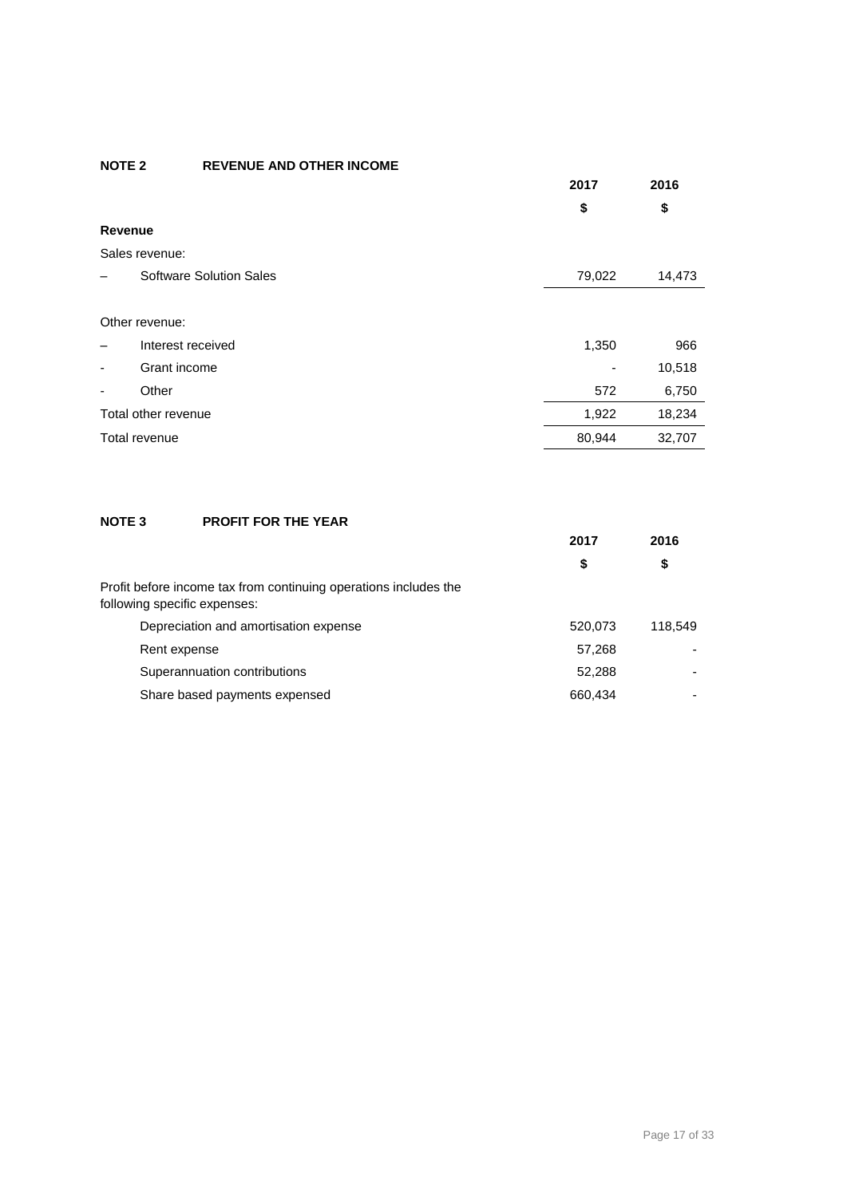## NOTE 2 REVENUE AND OTHER INCOME

| | 2017 | 2016 |
|---|---|---|
| | $ | $ |
| **Revenue** | | |
| Sales revenue: | | |
| – Software Solution Sales | 79,022 | 14,473 |
| | | |
| Other revenue: | | |
| – Interest received | 1,350 | 966 |
| - Grant income | - | 10,518 |
| - Other | 572 | 6,750 |
| Total other revenue | 1,922 | 18,234 |
| Total revenue | 80,944 | 32,707 |

## NOTE 3 PROFIT FOR THE YEAR

| | 2017 | 2016 |
|---|---|---|
| | $ | $ |
| Profit before income tax from continuing operations includes the following specific expenses: | | |
| Depreciation and amortisation expense | 520,073 | 118,549 |
| Rent expense | 57,268 | - |
| Superannuation contributions | 52,288 | - |
| Share based payments expensed | 660,434 | - |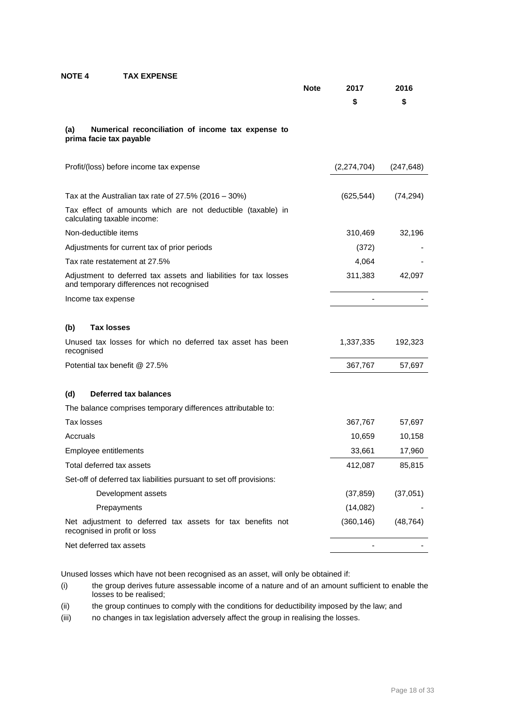## NOTE 4 TAX EXPENSE

| | Note | 2017 | 2016 |
|---|---|---|---|
| | | $ | $ |
| **(a) Numerical reconciliation of income tax expense to prima facie tax payable** | | | |
| Profit/(loss) before income tax expense | | (2,274,704) | (247,648) |
| Tax at the Australian tax rate of 27.5% (2016 – 30%) | | (625,544) | (74,294) |
| Tax effect of amounts which are not deductible (taxable) in calculating taxable income: | | | |
| Non-deductible items | | 310,469 | 32,196 |
| Adjustments for current tax of prior periods | | (372) | - |
| Tax rate restatement at 27.5% | | 4,064 | - |
| Adjustment to deferred tax assets and liabilities for tax losses and temporary differences not recognised | | 311,383 | 42,097 |
| Income tax expense | | - | - |
| **(b) Tax losses** | | | |
| Unused tax losses for which no deferred tax asset has been recognised | | 1,337,335 | 192,323 |
| Potential tax benefit @ 27.5% | | 367,767 | 57,697 |
| **(d) Deferred tax balances** | | | |
| The balance comprises temporary differences attributable to: | | | |
| Tax losses | | 367,767 | 57,697 |
| Accruals | | 10,659 | 10,158 |
| Employee entitlements | | 33,661 | 17,960 |
| Total deferred tax assets | | 412,087 | 85,815 |
| Set-off of deferred tax liabilities pursuant to set off provisions: | | | |
| Development assets | | (37,859) | (37,051) |
| Prepayments | | (14,082) | - |
| Net adjustment to deferred tax assets for tax benefits not recognised in profit or loss | | (360,146) | (48,764) |
| Net deferred tax assets | | - | - |

Unused losses which have not been recognised as an asset, will only be obtained if:

(i) the group derives future assessable income of a nature and of an amount sufficient to enable the losses to be realised;

(ii) the group continues to comply with the conditions for deductibility imposed by the law; and

(iii) no changes in tax legislation adversely affect the group in realising the losses.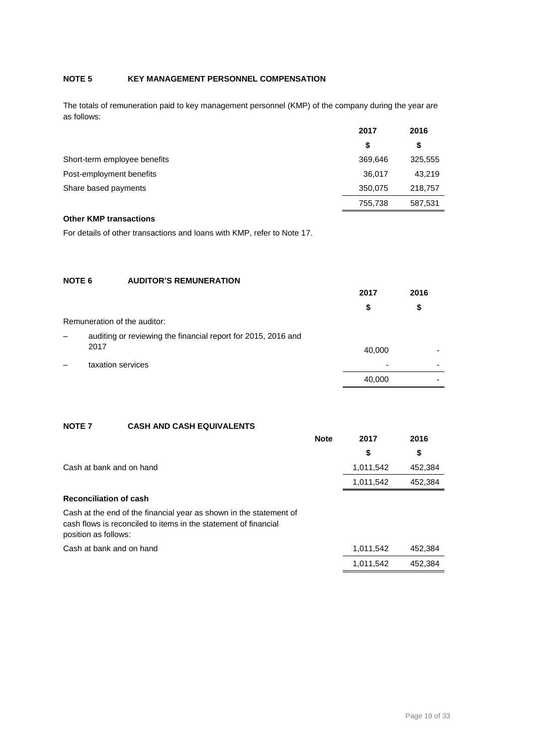## NOTE 5 KEY MANAGEMENT PERSONNEL COMPENSATION

The totals of remuneration paid to key management personnel (KMP) of the company during the year are as follows:

| | 2017 | 2016 |
|---|---|---|
| | $ | $ |
| Short-term employee benefits | 369,646 | 325,555 |
| Post-employment benefits | 36,017 | 43,219 |
| Share based payments | 350,075 | 218,757 |
| | 755,738 | 587,531 |

**Other KMP transactions**

For details of other transactions and loans with KMP, refer to Note 17.

## NOTE 6 AUDITOR'S REMUNERATION

| | 2017 | 2016 |
|---|---|---|
| | $ | $ |
| Remuneration of the auditor: | | |
| – auditing or reviewing the financial report for 2015, 2016 and 2017 | 40,000 | - |
| – taxation services | - | - |
| | 40,000 | - |

## NOTE 7 CASH AND CASH EQUIVALENTS

| | Note | 2017 | 2016 |
|---|---|---|---|
| | | $ | $ |
| Cash at bank and on hand | | 1,011,542 | 452,384 |
| | | 1,011,542 | 452,384 |
| **Reconciliation of cash** | | | |
| Cash at the end of the financial year as shown in the statement of cash flows is reconciled to items in the statement of financial position as follows: | | | |
| Cash at bank and on hand | | 1,011,542 | 452,384 |
| | | 1,011,542 | 452,384 |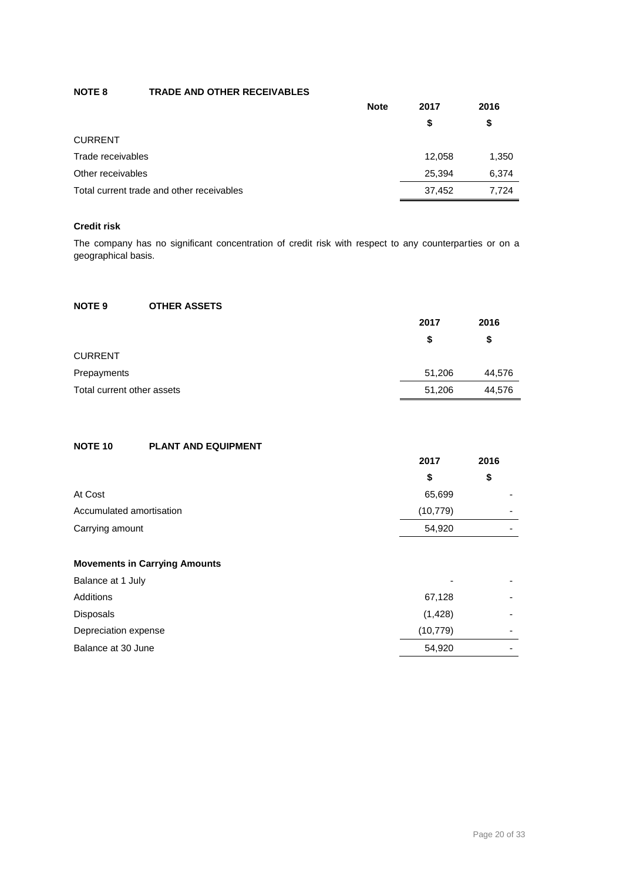## NOTE 8 TRADE AND OTHER RECEIVABLES

| | Note | 2017 | 2016 |
|---|---|---|---|
| | | $ | $ |
| CURRENT | | | |
| Trade receivables | | 12,058 | 1,350 |
| Other receivables | | 25,394 | 6,374 |
| Total current trade and other receivables | | 37,452 | 7,724 |

**Credit risk**

The company has no significant concentration of credit risk with respect to any counterparties or on a geographical basis.

## NOTE 9 OTHER ASSETS

| | 2017 | 2016 |
|---|---|---|
| | $ | $ |
| CURRENT | | |
| Prepayments | 51,206 | 44,576 |
| Total current other assets | 51,206 | 44,576 |

## NOTE 10 PLANT AND EQUIPMENT

| | 2017 | 2016 |
|---|---|---|
| | $ | $ |
| At Cost | 65,699 | - |
| Accumulated amortisation | (10,779) | - |
| Carrying amount | 54,920 | - |
| | | |
| **Movements in Carrying Amounts** | | |
| Balance at 1 July | - | - |
| Additions | 67,128 | - |
| Disposals | (1,428) | - |
| Depreciation expense | (10,779) | - |
| Balance at 30 June | 54,920 | - |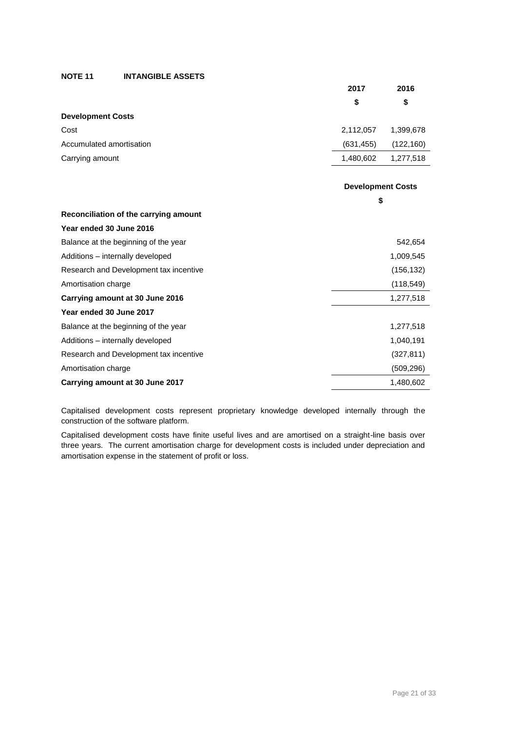**NOTE 11 INTANGIBLE ASSETS**

| | 2017 | 2016 |
|---|---|---|
| | $ | $ |
| **Development Costs** | | |
| Cost | 2,112,057 | 1,399,678 |
| Accumulated amortisation | (631,455) | (122,160) |
| Carrying amount | 1,480,602 | 1,277,518 |

| | Development Costs |
|---|---|
| | $ |
| **Reconciliation of the carrying amount** | |
| **Year ended 30 June 2016** | |
| Balance at the beginning of the year | 542,654 |
| Additions – internally developed | 1,009,545 |
| Research and Development tax incentive | (156,132) |
| Amortisation charge | (118,549) |
| **Carrying amount at 30 June 2016** | 1,277,518 |
| **Year ended 30 June 2017** | |
| Balance at the beginning of the year | 1,277,518 |
| Additions – internally developed | 1,040,191 |
| Research and Development tax incentive | (327,811) |
| Amortisation charge | (509,296) |
| **Carrying amount at 30 June 2017** | 1,480,602 |

Capitalised development costs represent proprietary knowledge developed internally through the construction of the software platform.

Capitalised development costs have finite useful lives and are amortised on a straight-line basis over three years. The current amortisation charge for development costs is included under depreciation and amortisation expense in the statement of profit or loss.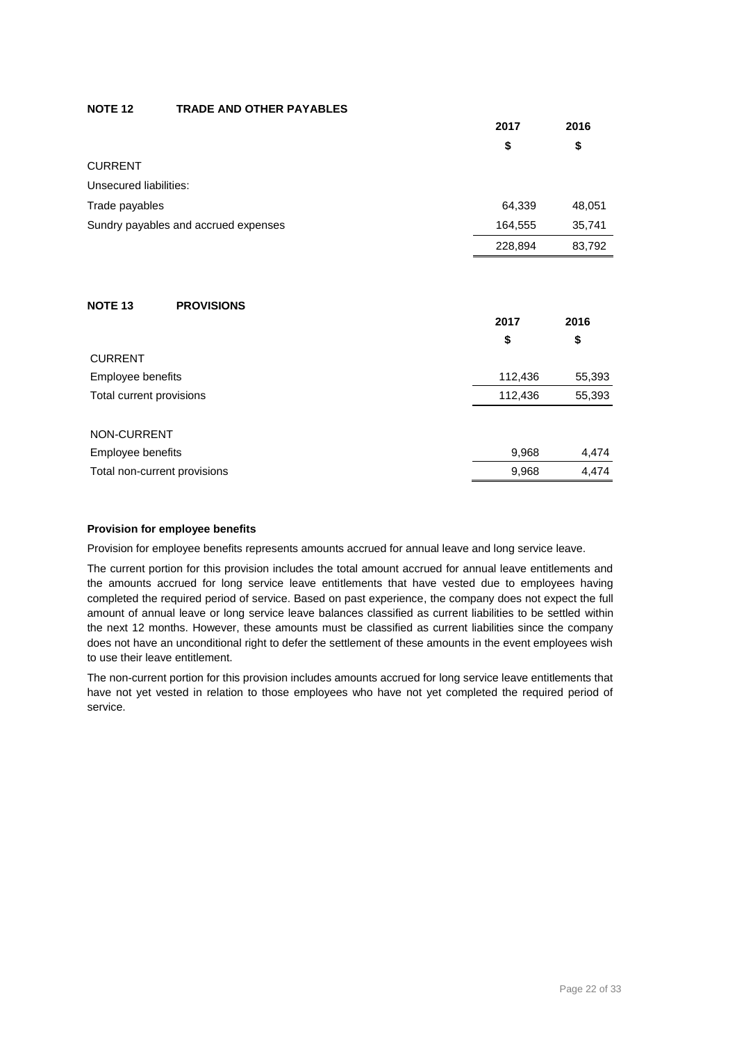## NOTE 12 TRADE AND OTHER PAYABLES

| | 2017 | 2016 |
|---|---|---|
| | $ | $ |
| CURRENT | | |
| Unsecured liabilities: | | |
| Trade payables | 64,339 | 48,051 |
| Sundry payables and accrued expenses | 164,555 | 35,741 |
| | 228,894 | 83,792 |

## NOTE 13 PROVISIONS

| | 2017 | 2016 |
|---|---|---|
| | $ | $ |
| CURRENT | | |
| Employee benefits | 112,436 | 55,393 |
| Total current provisions | 112,436 | 55,393 |
| | | |
| NON-CURRENT | | |
| Employee benefits | 9,968 | 4,474 |
| Total non-current provisions | 9,968 | 4,474 |

**Provision for employee benefits**

Provision for employee benefits represents amounts accrued for annual leave and long service leave.

The current portion for this provision includes the total amount accrued for annual leave entitlements and the amounts accrued for long service leave entitlements that have vested due to employees having completed the required period of service. Based on past experience, the company does not expect the full amount of annual leave or long service leave balances classified as current liabilities to be settled within the next 12 months. However, these amounts must be classified as current liabilities since the company does not have an unconditional right to defer the settlement of these amounts in the event employees wish to use their leave entitlement.

The non-current portion for this provision includes amounts accrued for long service leave entitlements that have not yet vested in relation to those employees who have not yet completed the required period of service.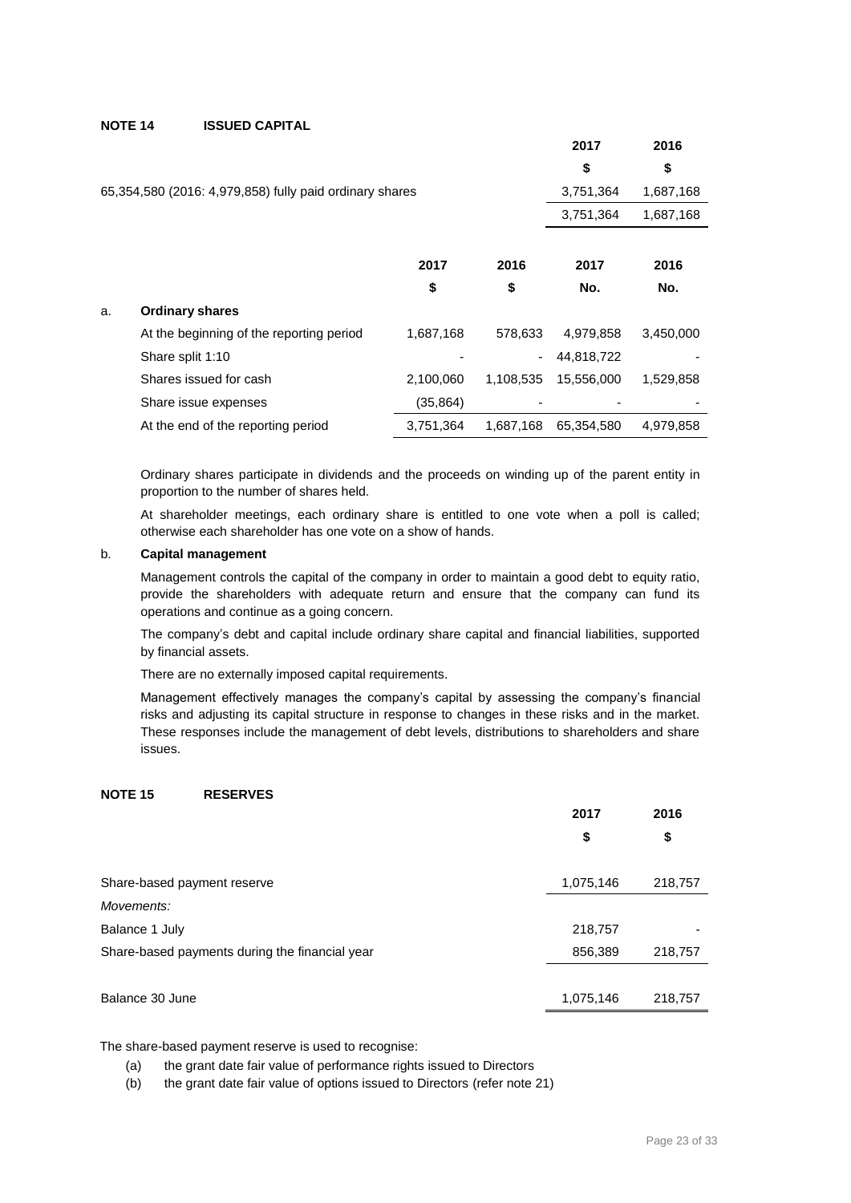## NOTE 14 ISSUED CAPITAL

| | 2017 | 2016 |
|---|---|---|
| | $ | $ |
| 65,354,580 (2016: 4,979,858) fully paid ordinary shares | 3,751,364 | 1,687,168 |
| | 3,751,364 | 1,687,168 |

| | 2017 | 2016 | 2017 | 2016 |
|---|---|---|---|---|
| | $ | $ | No. | No. |
| **a. Ordinary shares** | | | | |
| At the beginning of the reporting period | 1,687,168 | 578,633 | 4,979,858 | 3,450,000 |
| Share split 1:10 | - | - | 44,818,722 | - |
| Shares issued for cash | 2,100,060 | 1,108,535 | 15,556,000 | 1,529,858 |
| Share issue expenses | (35,864) | - | - | - |
| At the end of the reporting period | 3,751,364 | 1,687,168 | 65,354,580 | 4,979,858 |

Ordinary shares participate in dividends and the proceeds on winding up of the parent entity in proportion to the number of shares held.

At shareholder meetings, each ordinary share is entitled to one vote when a poll is called; otherwise each shareholder has one vote on a show of hands.

b. **Capital management**

Management controls the capital of the company in order to maintain a good debt to equity ratio, provide the shareholders with adequate return and ensure that the company can fund its operations and continue as a going concern.

The company's debt and capital include ordinary share capital and financial liabilities, supported by financial assets.

There are no externally imposed capital requirements.

Management effectively manages the company's capital by assessing the company's financial risks and adjusting its capital structure in response to changes in these risks and in the market. These responses include the management of debt levels, distributions to shareholders and share issues.

## NOTE 15 RESERVES

| | 2017 | 2016 |
|---|---|---|
| | $ | $ |
| Share-based payment reserve | 1,075,146 | 218,757 |
| *Movements:* | | |
| Balance 1 July | 218,757 | - |
| Share-based payments during the financial year | 856,389 | 218,757 |
| Balance 30 June | 1,075,146 | 218,757 |

The share-based payment reserve is used to recognise:

(a) the grant date fair value of performance rights issued to Directors

(b) the grant date fair value of options issued to Directors (refer note 21)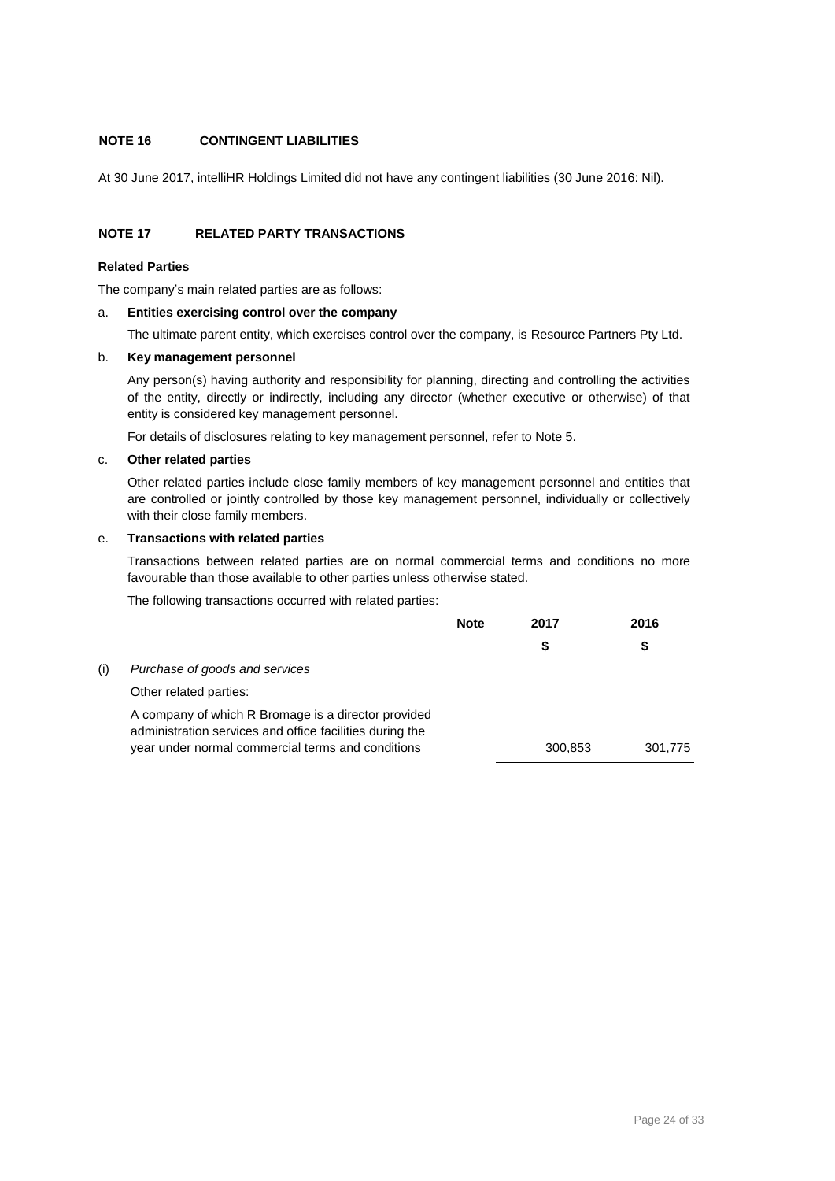## NOTE 16 CONTINGENT LIABILITIES

At 30 June 2017, intelliHR Holdings Limited did not have any contingent liabilities (30 June 2016: Nil).

## NOTE 17 RELATED PARTY TRANSACTIONS

**Related Parties**

The company's main related parties are as follows:

a. **Entities exercising control over the company**

   The ultimate parent entity, which exercises control over the company, is Resource Partners Pty Ltd.

b. **Key management personnel**

   Any person(s) having authority and responsibility for planning, directing and controlling the activities of the entity, directly or indirectly, including any director (whether executive or otherwise) of that entity is considered key management personnel.

   For details of disclosures relating to key management personnel, refer to Note 5.

c. **Other related parties**

   Other related parties include close family members of key management personnel and entities that are controlled or jointly controlled by those key management personnel, individually or collectively with their close family members.

e. **Transactions with related parties**

   Transactions between related parties are on normal commercial terms and conditions no more favourable than those available to other parties unless otherwise stated.

   The following transactions occurred with related parties:

| | | Note | 2017 | 2016 |
|---|---|---|---|---|
| | | | $ | $ |
| (i) | *Purchase of goods and services* | | | |
| | Other related parties: | | | |
| | A company of which R Bromage is a director provided administration services and office facilities during the year under normal commercial terms and conditions | | 300,853 | 301,775 |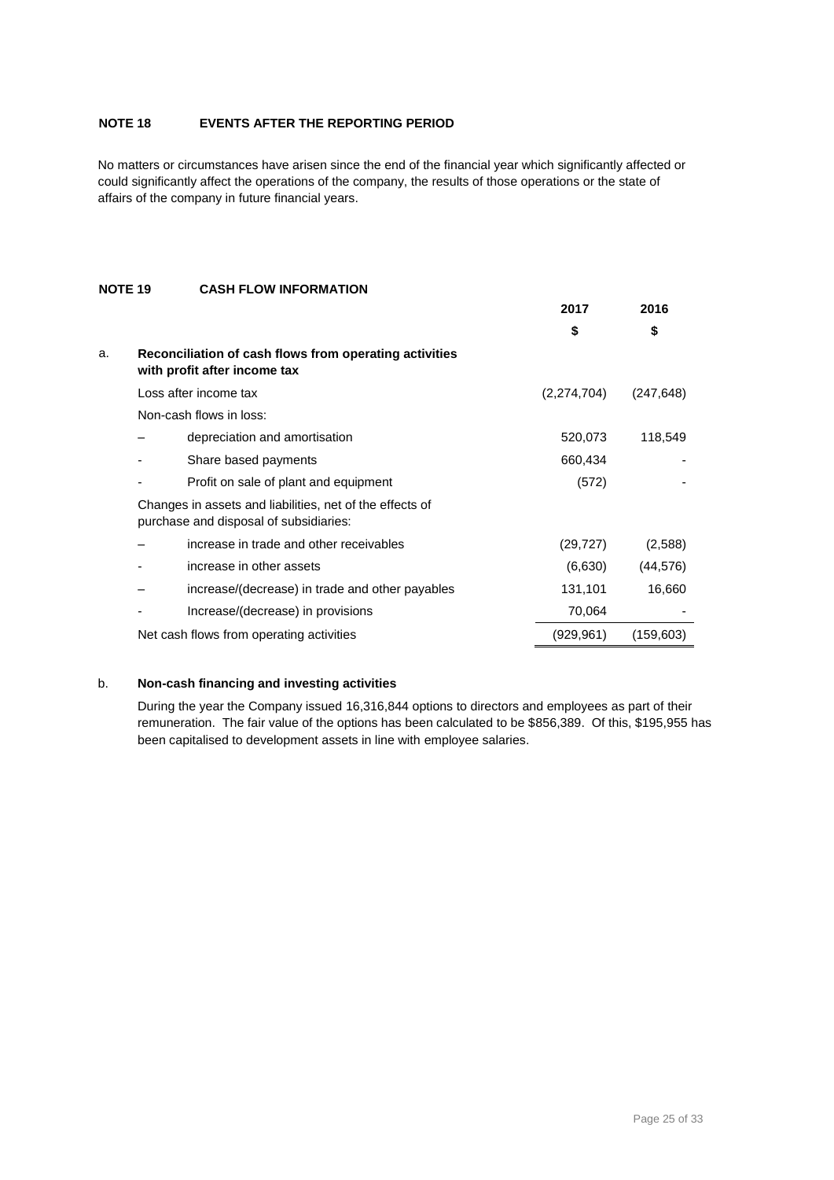## NOTE 18 EVENTS AFTER THE REPORTING PERIOD

No matters or circumstances have arisen since the end of the financial year which significantly affected or could significantly affect the operations of the company, the results of those operations or the state of affairs of the company in future financial years.

## NOTE 19 CASH FLOW INFORMATION

| | | 2017 | 2016 |
|---|---|---|---|
| | | $ | $ |
| a. | **Reconciliation of cash flows from operating activities with profit after income tax** | | |
| | Loss after income tax | (2,274,704) | (247,648) |
| | Non-cash flows in loss: | | |
| | – depreciation and amortisation | 520,073 | 118,549 |
| | - Share based payments | 660,434 | - |
| | - Profit on sale of plant and equipment | (572) | - |
| | Changes in assets and liabilities, net of the effects of purchase and disposal of subsidiaries: | | |
| | – increase in trade and other receivables | (29,727) | (2,588) |
| | - increase in other assets | (6,630) | (44,576) |
| | – increase/(decrease) in trade and other payables | 131,101 | 16,660 |
| | - Increase/(decrease) in provisions | 70,064 | - |
| | Net cash flows from operating activities | (929,961) | (159,603) |

b. **Non-cash financing and investing activities**

During the year the Company issued 16,316,844 options to directors and employees as part of their remuneration. The fair value of the options has been calculated to be $856,389. Of this, $195,955 has been capitalised to development assets in line with employee salaries.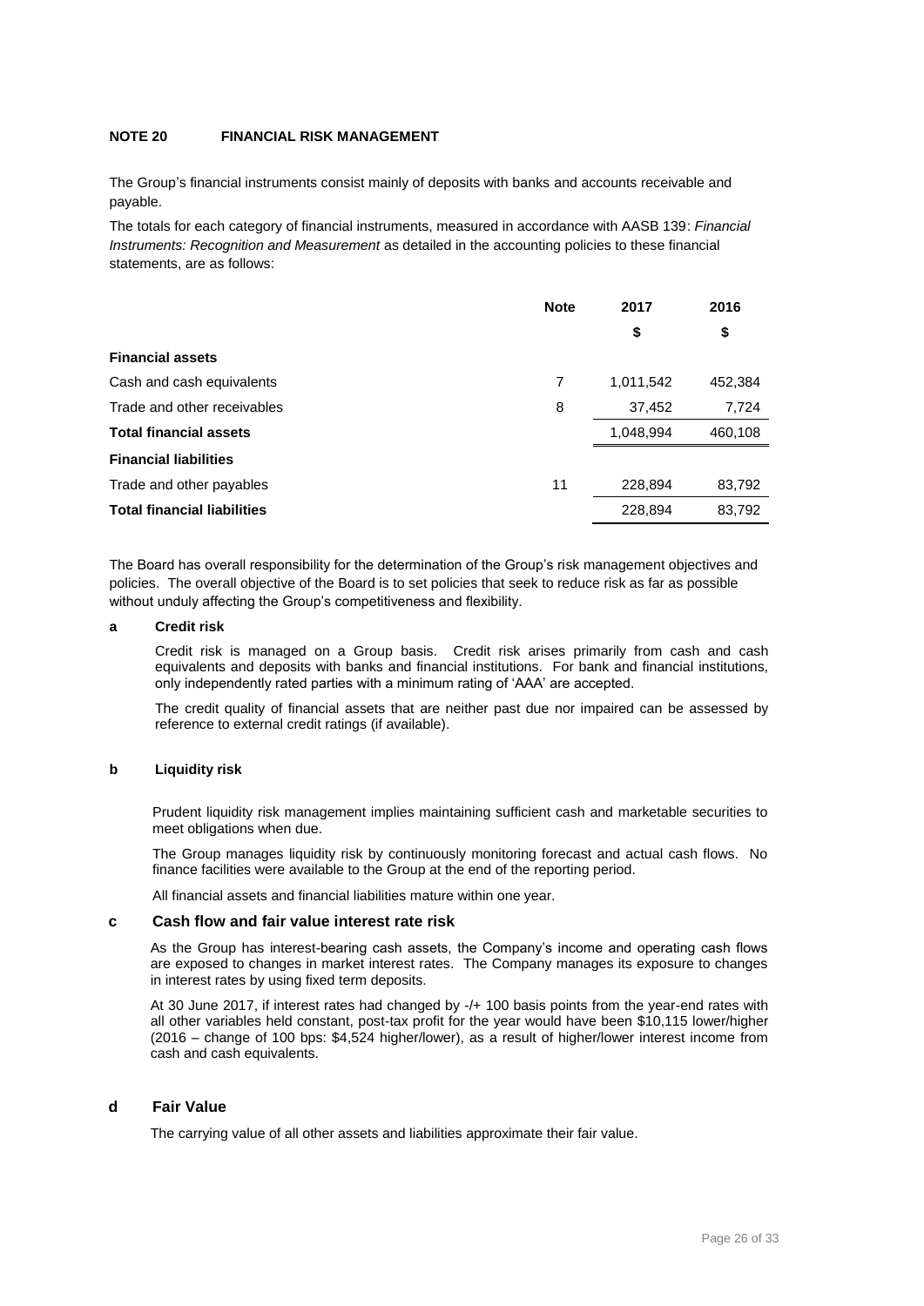## NOTE 20 FINANCIAL RISK MANAGEMENT

The Group's financial instruments consist mainly of deposits with banks and accounts receivable and payable.

The totals for each category of financial instruments, measured in accordance with AASB 139: *Financial Instruments: Recognition and Measurement* as detailed in the accounting policies to these financial statements, are as follows:

| | Note | 2017 | 2016 |
|---|---|---|---|
| | | $ | $ |
| **Financial assets** | | | |
| Cash and cash equivalents | 7 | 1,011,542 | 452,384 |
| Trade and other receivables | 8 | 37,452 | 7,724 |
| **Total financial assets** | | 1,048,994 | 460,108 |
| **Financial liabilities** | | | |
| Trade and other payables | 11 | 228,894 | 83,792 |
| **Total financial liabilities** | | 228,894 | 83,792 |

The Board has overall responsibility for the determination of the Group's risk management objectives and policies. The overall objective of the Board is to set policies that seek to reduce risk as far as possible without unduly affecting the Group's competitiveness and flexibility.

### a Credit risk

Credit risk is managed on a Group basis. Credit risk arises primarily from cash and cash equivalents and deposits with banks and financial institutions. For bank and financial institutions, only independently rated parties with a minimum rating of 'AAA' are accepted.

The credit quality of financial assets that are neither past due nor impaired can be assessed by reference to external credit ratings (if available).

### b Liquidity risk

Prudent liquidity risk management implies maintaining sufficient cash and marketable securities to meet obligations when due.

The Group manages liquidity risk by continuously monitoring forecast and actual cash flows. No finance facilities were available to the Group at the end of the reporting period.

All financial assets and financial liabilities mature within one year.

### c Cash flow and fair value interest rate risk

As the Group has interest-bearing cash assets, the Company's income and operating cash flows are exposed to changes in market interest rates. The Company manages its exposure to changes in interest rates by using fixed term deposits.

At 30 June 2017, if interest rates had changed by -/+ 100 basis points from the year-end rates with all other variables held constant, post-tax profit for the year would have been $10,115 lower/higher (2016 – change of 100 bps: $4,524 higher/lower), as a result of higher/lower interest income from cash and cash equivalents.

### d Fair Value

The carrying value of all other assets and liabilities approximate their fair value.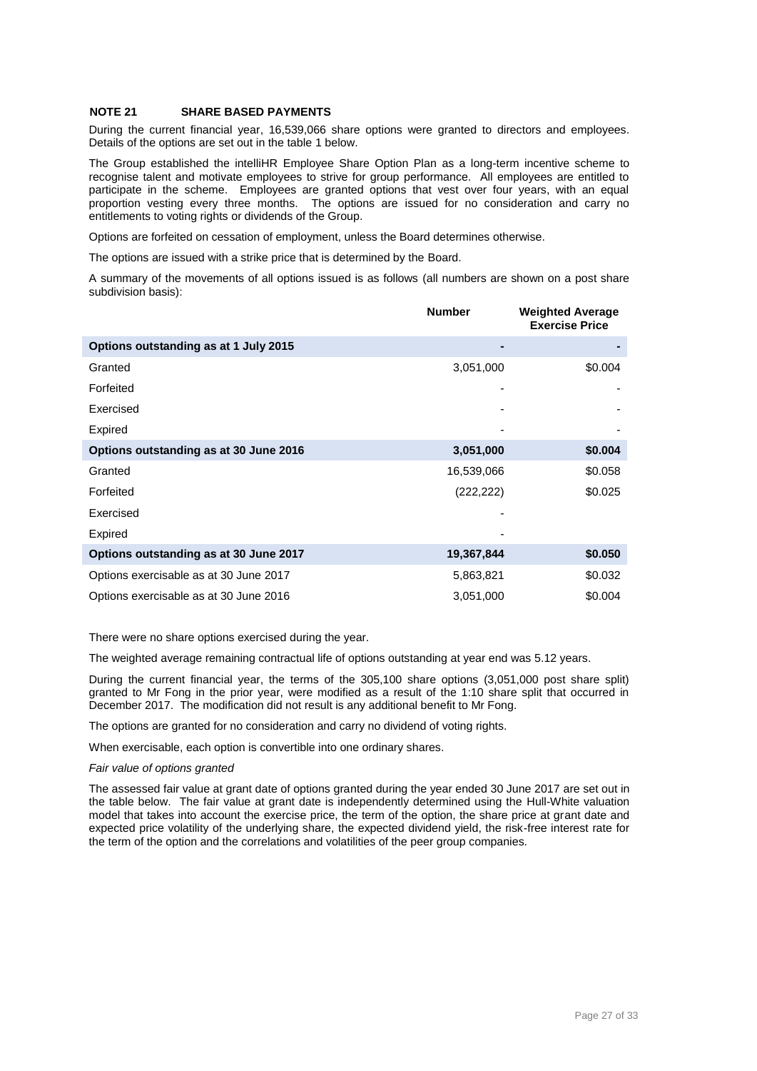## NOTE 21 SHARE BASED PAYMENTS

During the current financial year, 16,539,066 share options were granted to directors and employees. Details of the options are set out in the table 1 below.

The Group established the intelliHR Employee Share Option Plan as a long-term incentive scheme to recognise talent and motivate employees to strive for group performance. All employees are entitled to participate in the scheme. Employees are granted options that vest over four years, with an equal proportion vesting every three months. The options are issued for no consideration and carry no entitlements to voting rights or dividends of the Group.

Options are forfeited on cessation of employment, unless the Board determines otherwise.

The options are issued with a strike price that is determined by the Board.

A summary of the movements of all options issued is as follows (all numbers are shown on a post share subdivision basis):

| | Number | Weighted Average Exercise Price |
|---|---|---|
| **Options outstanding as at 1 July 2015** | **-** | **-** |
| Granted | 3,051,000 | $0.004 |
| Forfeited | - | - |
| Exercised | - | - |
| Expired | - | - |
| **Options outstanding as at 30 June 2016** | **3,051,000** | **$0.004** |
| Granted | 16,539,066 | $0.058 |
| Forfeited | (222,222) | $0.025 |
| Exercised | - | |
| Expired | - | |
| **Options outstanding as at 30 June 2017** | **19,367,844** | **$0.050** |
| Options exercisable as at 30 June 2017 | 5,863,821 | $0.032 |
| Options exercisable as at 30 June 2016 | 3,051,000 | $0.004 |

There were no share options exercised during the year.

The weighted average remaining contractual life of options outstanding at year end was 5.12 years.

During the current financial year, the terms of the 305,100 share options (3,051,000 post share split) granted to Mr Fong in the prior year, were modified as a result of the 1:10 share split that occurred in December 2017. The modification did not result is any additional benefit to Mr Fong.

The options are granted for no consideration and carry no dividend of voting rights.

When exercisable, each option is convertible into one ordinary shares.

*Fair value of options granted*

The assessed fair value at grant date of options granted during the year ended 30 June 2017 are set out in the table below. The fair value at grant date is independently determined using the Hull-White valuation model that takes into account the exercise price, the term of the option, the share price at grant date and expected price volatility of the underlying share, the expected dividend yield, the risk-free interest rate for the term of the option and the correlations and volatilities of the peer group companies.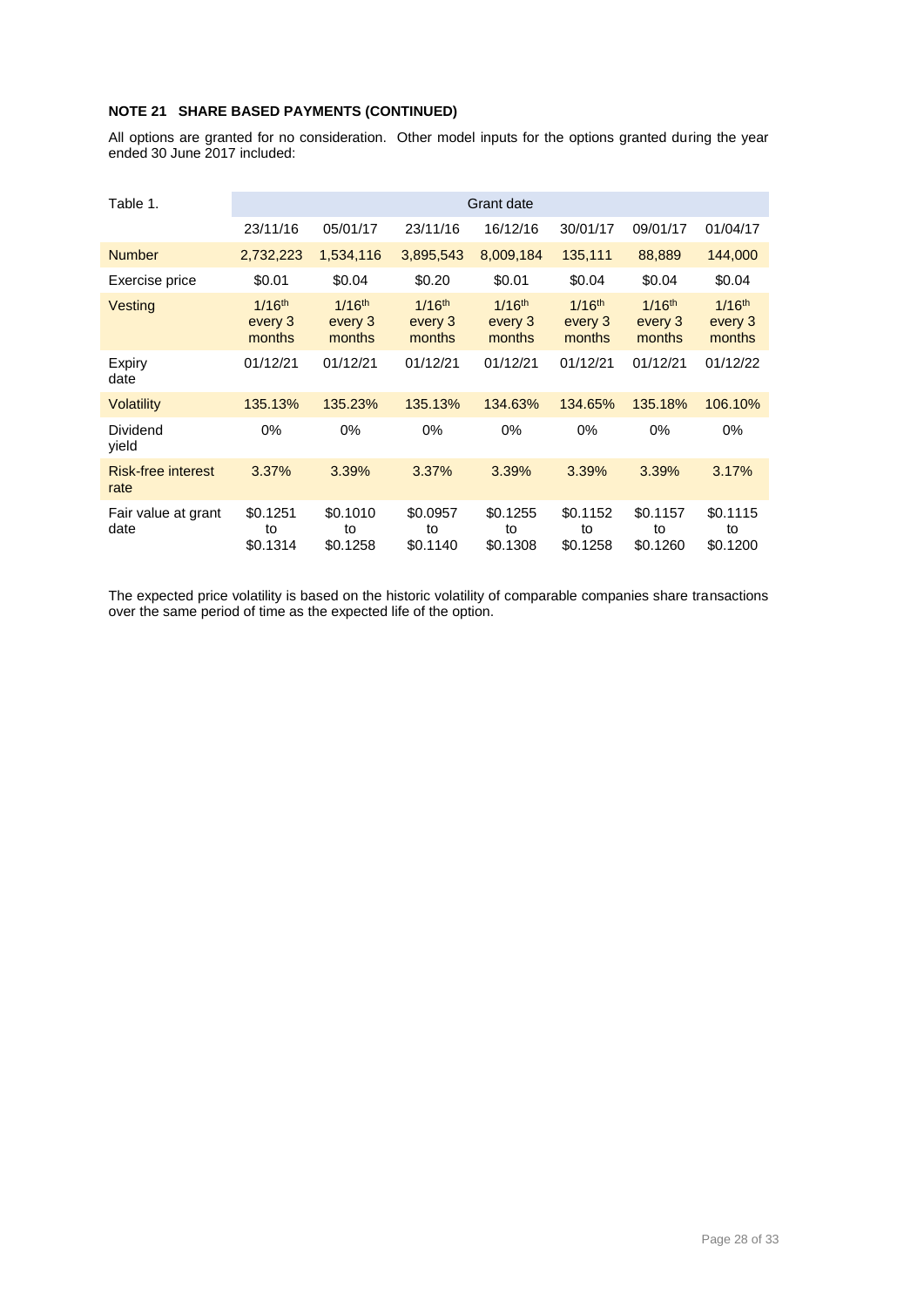**NOTE 21 SHARE BASED PAYMENTS (CONTINUED)**

All options are granted for no consideration. Other model inputs for the options granted during the year ended 30 June 2017 included:

| Table 1. | Grant date | | | | | | |
|---|---|---|---|---|---|---|---|
| | 23/11/16 | 05/01/17 | 23/11/16 | 16/12/16 | 30/01/17 | 09/01/17 | 01/04/17 |
| Number | 2,732,223 | 1,534,116 | 3,895,543 | 8,009,184 | 135,111 | 88,889 | 144,000 |
| Exercise price | $0.01 | $0.04 | $0.20 | $0.01 | $0.04 | $0.04 | $0.04 |
| Vesting | 1/16th every 3 months | 1/16th every 3 months | 1/16th every 3 months | 1/16th every 3 months | 1/16th every 3 months | 1/16th every 3 months | 1/16th every 3 months |
| Expiry date | 01/12/21 | 01/12/21 | 01/12/21 | 01/12/21 | 01/12/21 | 01/12/21 | 01/12/22 |
| Volatility | 135.13% | 135.23% | 135.13% | 134.63% | 134.65% | 135.18% | 106.10% |
| Dividend yield | 0% | 0% | 0% | 0% | 0% | 0% | 0% |
| Risk-free interest rate | 3.37% | 3.39% | 3.37% | 3.39% | 3.39% | 3.39% | 3.17% |
| Fair value at grant date | $0.1251 to $0.1314 | $0.1010 to $0.1258 | $0.0957 to $0.1140 | $0.1255 to $0.1308 | $0.1152 to $0.1258 | $0.1157 to $0.1260 | $0.1115 to $0.1200 |

The expected price volatility is based on the historic volatility of comparable companies share transactions over the same period of time as the expected life of the option.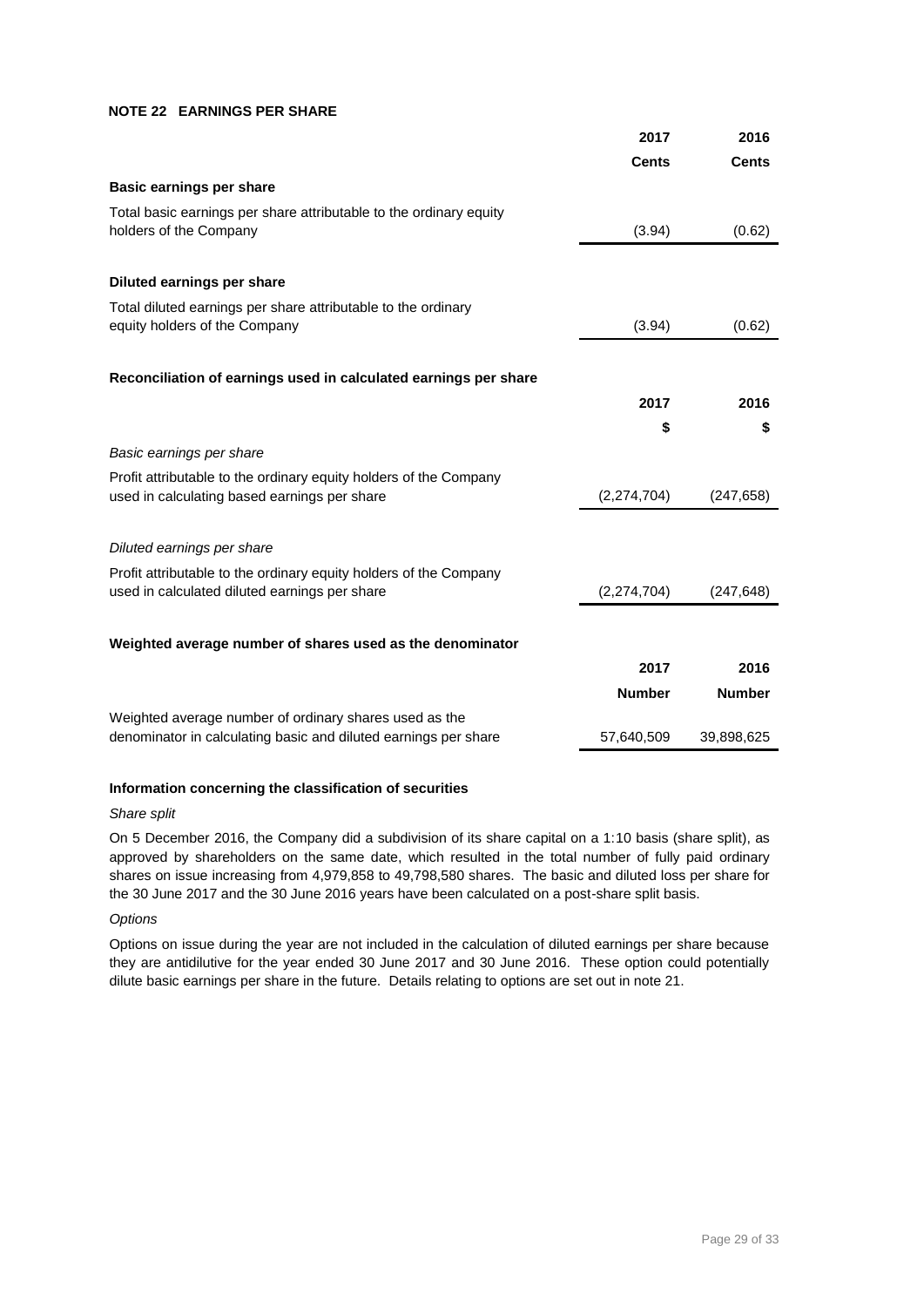### NOTE 22 EARNINGS PER SHARE

| | 2017 | 2016 |
|---|---|---|
| | **Cents** | **Cents** |
| **Basic earnings per share** | | |
| Total basic earnings per share attributable to the ordinary equity holders of the Company | (3.94) | (0.62) |
| **Diluted earnings per share** | | |
| Total diluted earnings per share attributable to the ordinary equity holders of the Company | (3.94) | (0.62) |

**Reconciliation of earnings used in calculated earnings per share**

| | 2017 | 2016 |
|---|---|---|
| | **$** | **$** |
| *Basic earnings per share* | | |
| Profit attributable to the ordinary equity holders of the Company used in calculating based earnings per share | (2,274,704) | (247,658) |
| *Diluted earnings per share* | | |
| Profit attributable to the ordinary equity holders of the Company used in calculated diluted earnings per share | (2,274,704) | (247,648) |

**Weighted average number of shares used as the denominator**

| | 2017 | 2016 |
|---|---|---|
| | **Number** | **Number** |
| Weighted average number of ordinary shares used as the denominator in calculating basic and diluted earnings per share | 57,640,509 | 39,898,625 |

**Information concerning the classification of securities**

*Share split*

On 5 December 2016, the Company did a subdivision of its share capital on a 1:10 basis (share split), as approved by shareholders on the same date, which resulted in the total number of fully paid ordinary shares on issue increasing from 4,979,858 to 49,798,580 shares. The basic and diluted loss per share for the 30 June 2017 and the 30 June 2016 years have been calculated on a post-share split basis.

*Options*

Options on issue during the year are not included in the calculation of diluted earnings per share because they are antidilutive for the year ended 30 June 2017 and 30 June 2016. These option could potentially dilute basic earnings per share in the future. Details relating to options are set out in note 21.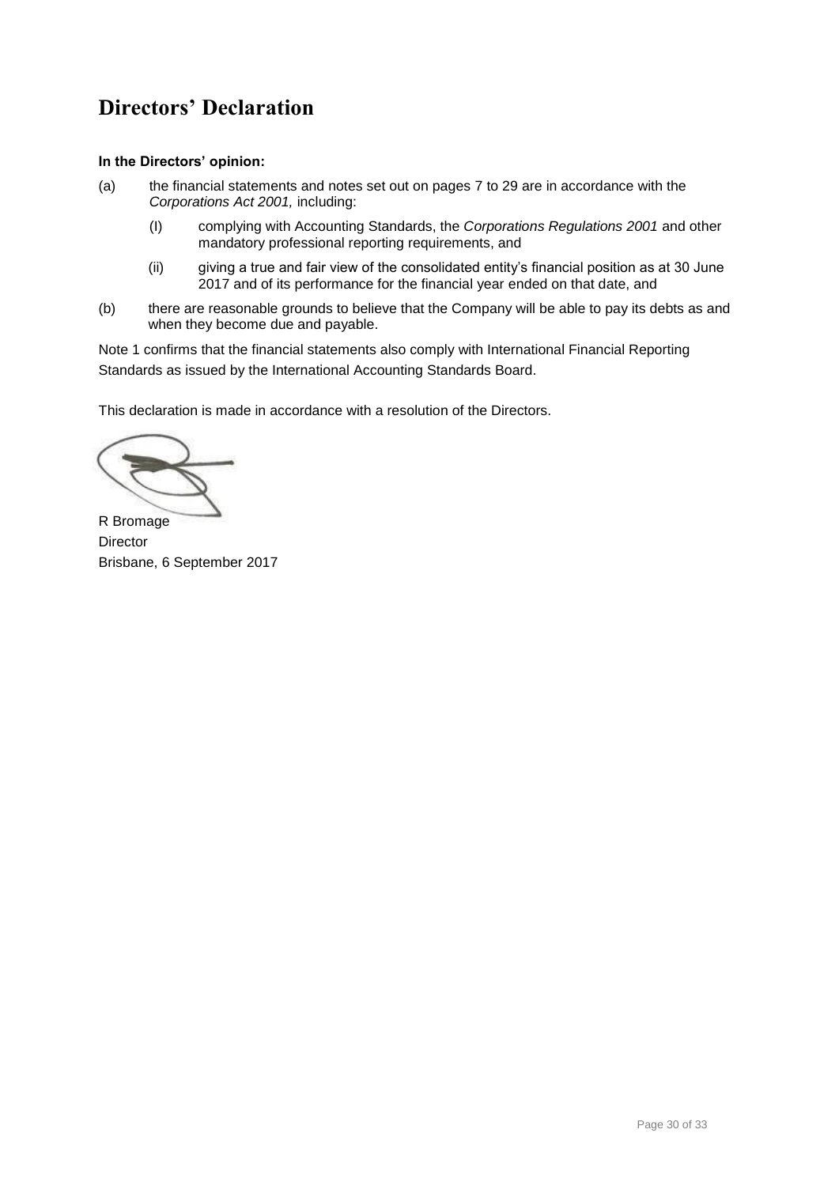# Directors' Declaration

**In the Directors' opinion:**

(a) the financial statements and notes set out on pages 7 to 29 are in accordance with the *Corporations Act 2001,* including:

   (I) complying with Accounting Standards, the *Corporations Regulations 2001* and other mandatory professional reporting requirements, and

   (ii) giving a true and fair view of the consolidated entity's financial position as at 30 June 2017 and of its performance for the financial year ended on that date, and

(b) there are reasonable grounds to believe that the Company will be able to pay its debts as and when they become due and payable.

Note 1 confirms that the financial statements also comply with International Financial Reporting Standards as issued by the International Accounting Standards Board.

This declaration is made in accordance with a resolution of the Directors.

R Bromage
Director
Brisbane, 6 September 2017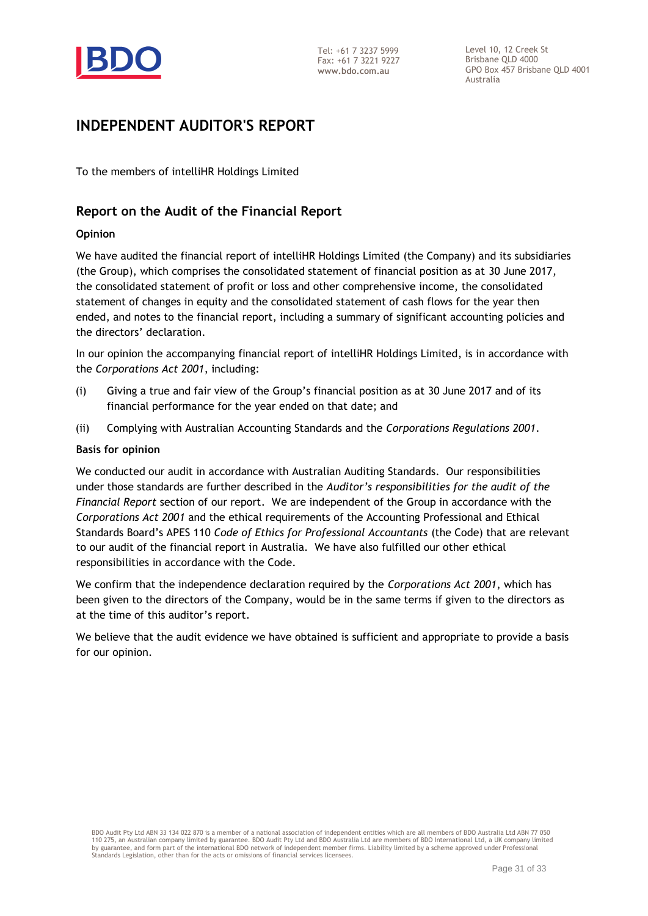# INDEPENDENT AUDITOR'S REPORT

To the members of intelliHR Holdings Limited

## Report on the Audit of the Financial Report

### Opinion

We have audited the financial report of intelliHR Holdings Limited (the Company) and its subsidiaries (the Group), which comprises the consolidated statement of financial position as at 30 June 2017, the consolidated statement of profit or loss and other comprehensive income, the consolidated statement of changes in equity and the consolidated statement of cash flows for the year then ended, and notes to the financial report, including a summary of significant accounting policies and the directors' declaration.

In our opinion the accompanying financial report of intelliHR Holdings Limited, is in accordance with the *Corporations Act 2001*, including:

(i) Giving a true and fair view of the Group's financial position as at 30 June 2017 and of its financial performance for the year ended on that date; and

(ii) Complying with Australian Accounting Standards and the *Corporations Regulations 2001*.

### Basis for opinion

We conducted our audit in accordance with Australian Auditing Standards. Our responsibilities under those standards are further described in the *Auditor's responsibilities for the audit of the Financial Report* section of our report. We are independent of the Group in accordance with the *Corporations Act 2001* and the ethical requirements of the Accounting Professional and Ethical Standards Board's APES 110 *Code of Ethics for Professional Accountants* (the Code) that are relevant to our audit of the financial report in Australia. We have also fulfilled our other ethical responsibilities in accordance with the Code.

We confirm that the independence declaration required by the *Corporations Act 2001*, which has been given to the directors of the Company, would be in the same terms if given to the directors as at the time of this auditor's report.

We believe that the audit evidence we have obtained is sufficient and appropriate to provide a basis for our opinion.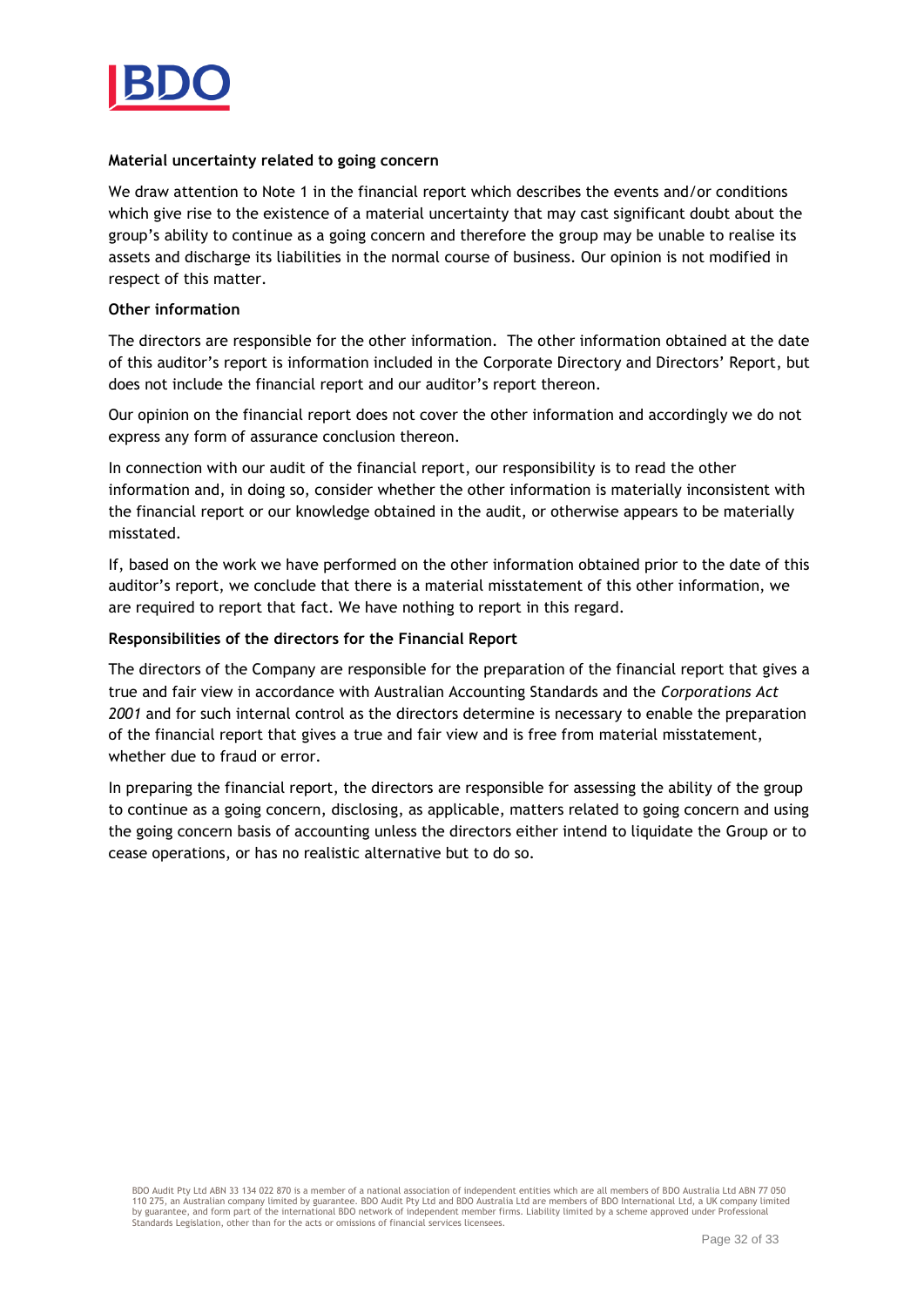**Material uncertainty related to going concern**

We draw attention to Note 1 in the financial report which describes the events and/or conditions which give rise to the existence of a material uncertainty that may cast significant doubt about the group's ability to continue as a going concern and therefore the group may be unable to realise its assets and discharge its liabilities in the normal course of business. Our opinion is not modified in respect of this matter.

**Other information**

The directors are responsible for the other information. The other information obtained at the date of this auditor's report is information included in the Corporate Directory and Directors' Report, but does not include the financial report and our auditor's report thereon.

Our opinion on the financial report does not cover the other information and accordingly we do not express any form of assurance conclusion thereon.

In connection with our audit of the financial report, our responsibility is to read the other information and, in doing so, consider whether the other information is materially inconsistent with the financial report or our knowledge obtained in the audit, or otherwise appears to be materially misstated.

If, based on the work we have performed on the other information obtained prior to the date of this auditor's report, we conclude that there is a material misstatement of this other information, we are required to report that fact. We have nothing to report in this regard.

**Responsibilities of the directors for the Financial Report**

The directors of the Company are responsible for the preparation of the financial report that gives a true and fair view in accordance with Australian Accounting Standards and the *Corporations Act 2001* and for such internal control as the directors determine is necessary to enable the preparation of the financial report that gives a true and fair view and is free from material misstatement, whether due to fraud or error.

In preparing the financial report, the directors are responsible for assessing the ability of the group to continue as a going concern, disclosing, as applicable, matters related to going concern and using the going concern basis of accounting unless the directors either intend to liquidate the Group or to cease operations, or has no realistic alternative but to do so.

BDO Audit Pty Ltd ABN 33 134 022 870 is a member of a national association of independent entities which are all members of BDO Australia Ltd ABN 77 050 110 275, an Australian company limited by guarantee. BDO Audit Pty Ltd and BDO Australia Ltd are members of BDO International Ltd, a UK company limited by guarantee, and form part of the international BDO network of independent member firms. Liability limited by a scheme approved under Professional Standards Legislation, other than for the acts or omissions of financial services licensees.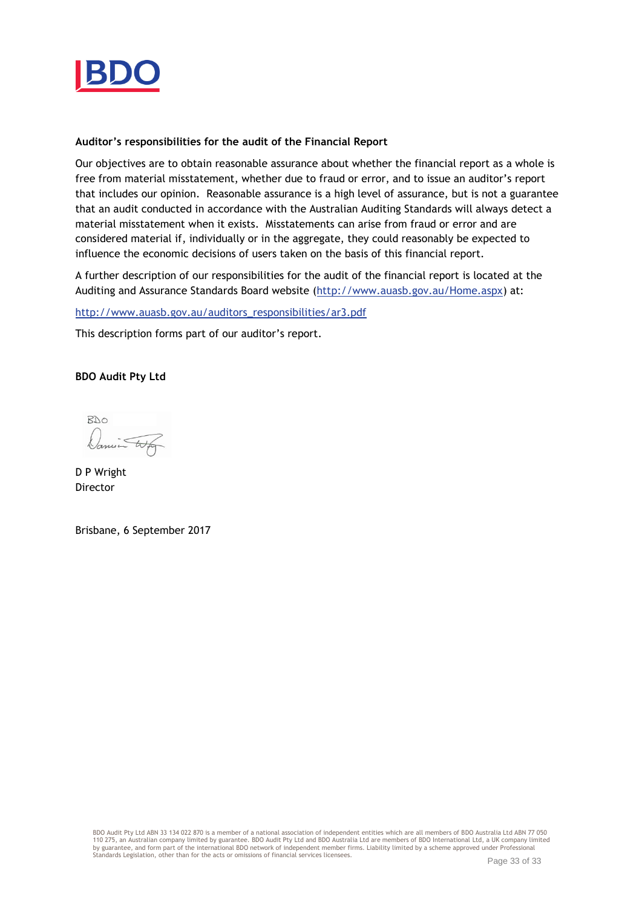**Auditor's responsibilities for the audit of the Financial Report**

Our objectives are to obtain reasonable assurance about whether the financial report as a whole is free from material misstatement, whether due to fraud or error, and to issue an auditor's report that includes our opinion. Reasonable assurance is a high level of assurance, but is not a guarantee that an audit conducted in accordance with the Australian Auditing Standards will always detect a material misstatement when it exists. Misstatements can arise from fraud or error and are considered material if, individually or in the aggregate, they could reasonably be expected to influence the economic decisions of users taken on the basis of this financial report.

A further description of our responsibilities for the audit of the financial report is located at the Auditing and Assurance Standards Board website (http://www.auasb.gov.au/Home.aspx) at:

http://www.auasb.gov.au/auditors_responsibilities/ar3.pdf

This description forms part of our auditor's report.

**BDO Audit Pty Ltd**

D P Wright
Director

Brisbane, 6 September 2017

BDO Audit Pty Ltd ABN 33 134 022 870 is a member of a national association of independent entities which are all members of BDO Australia Ltd ABN 77 050 110 275, an Australian company limited by guarantee. BDO Audit Pty Ltd and BDO Australia Ltd are members of BDO International Ltd, a UK company limited by guarantee, and form part of the international BDO network of independent member firms. Liability limited by a scheme approved under Professional Standards Legislation, other than for the acts or omissions of financial services licensees.